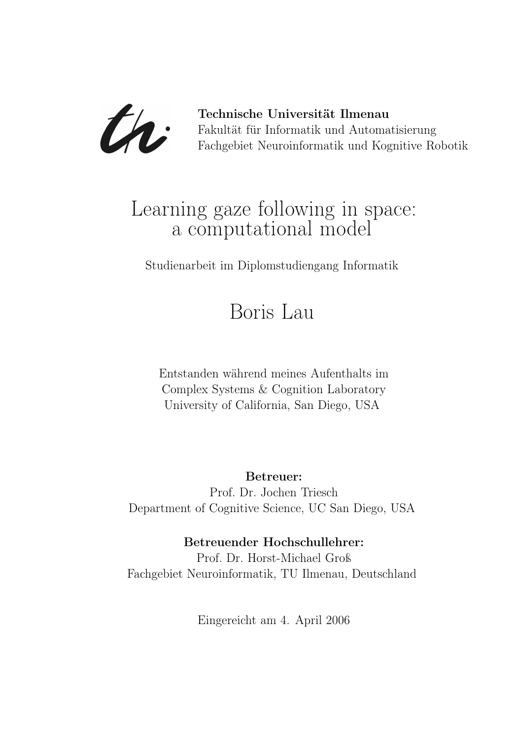**Technische Universität Ilmenau**
Fakultät für Informatik und Automatisierung
Fachgebiet Neuroinformatik und Kognitive Robotik

# Learning gaze following in space: a computational model

Studienarbeit im Diplomstudiengang Informatik

## Boris Lau

Entstanden während meines Aufenthalts im
Complex Systems & Cognition Laboratory
University of California, San Diego, USA

**Betreuer:**
Prof. Dr. Jochen Triesch
Department of Cognitive Science, UC San Diego, USA

**Betreuender Hochschullehrer:**
Prof. Dr. Horst-Michael Groß
Fachgebiet Neuroinformatik, TU Ilmenau, Deutschland

Eingereicht am 4. April 2006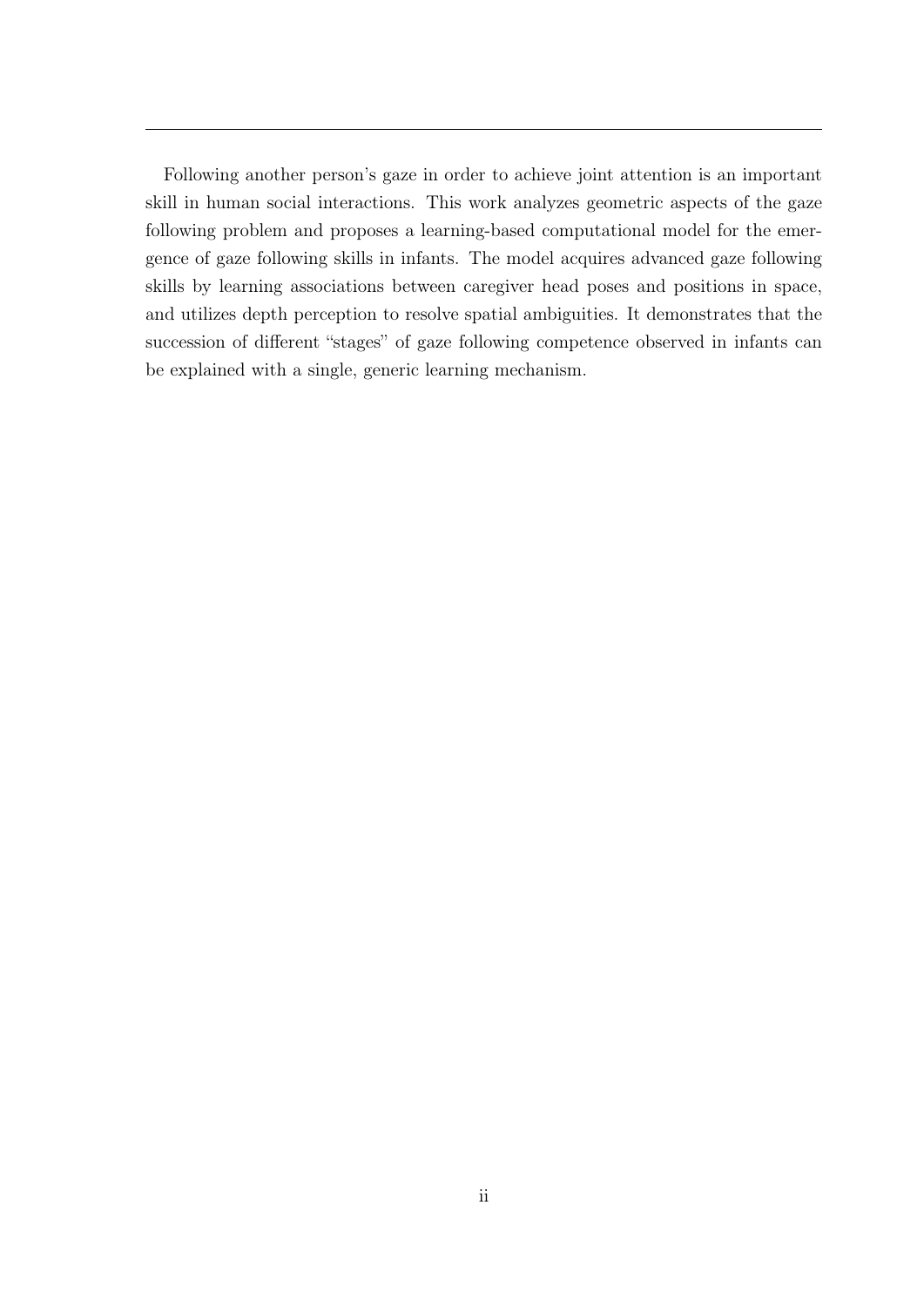Following another person's gaze in order to achieve joint attention is an important skill in human social interactions. This work analyzes geometric aspects of the gaze following problem and proposes a learning-based computational model for the emergence of gaze following skills in infants. The model acquires advanced gaze following skills by learning associations between caregiver head poses and positions in space, and utilizes depth perception to resolve spatial ambiguities. It demonstrates that the succession of different "stages" of gaze following competence observed in infants can be explained with a single, generic learning mechanism.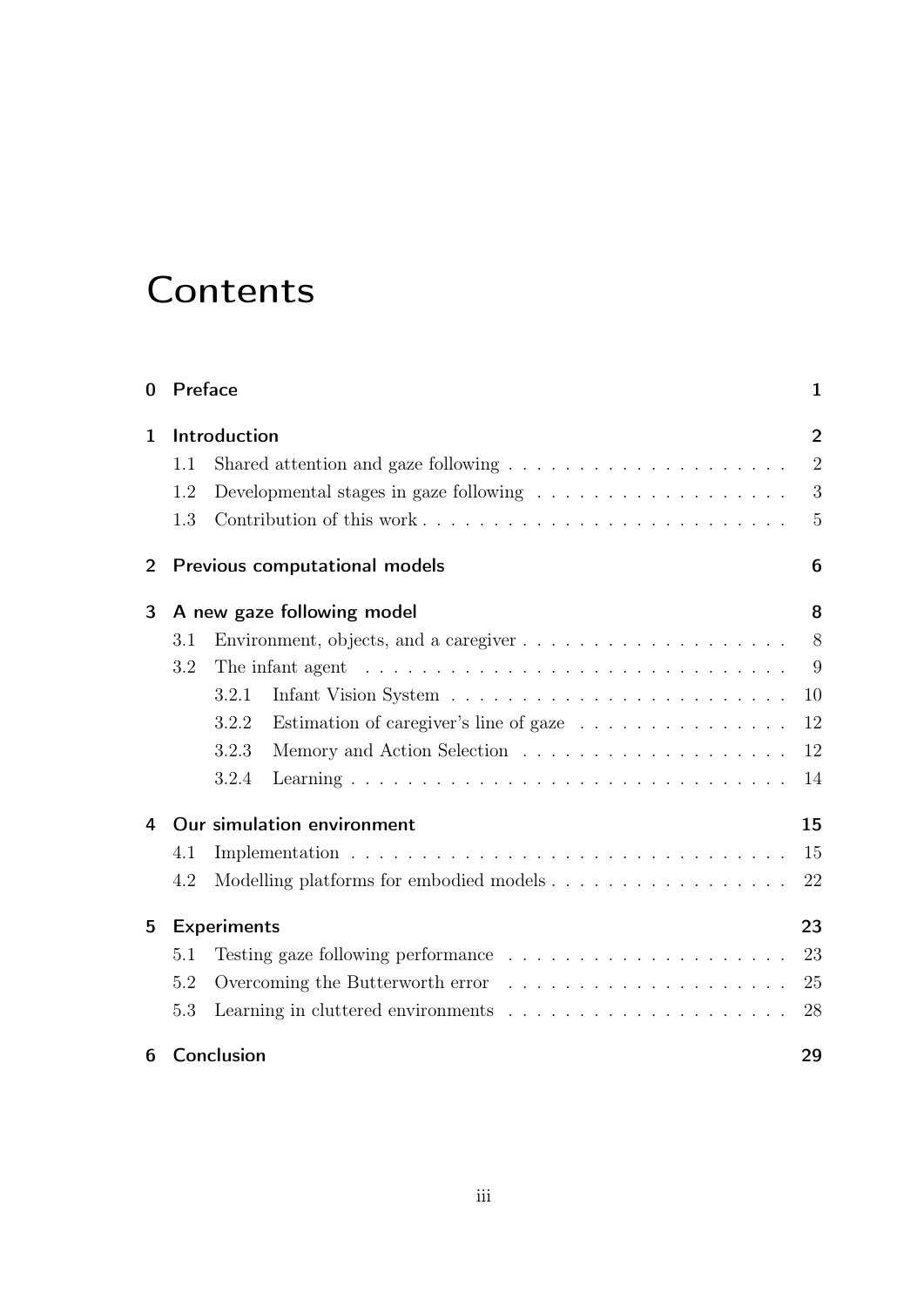# Contents

- **0 Preface** — 1
- **1 Introduction** — 2
  - 1.1 Shared attention and gaze following — 2
  - 1.2 Developmental stages in gaze following — 3
  - 1.3 Contribution of this work — 5
- **2 Previous computational models** — 6
- **3 A new gaze following model** — 8
  - 3.1 Environment, objects, and a caregiver — 8
  - 3.2 The infant agent — 9
    - 3.2.1 Infant Vision System — 10
    - 3.2.2 Estimation of caregiver's line of gaze — 12
    - 3.2.3 Memory and Action Selection — 12
    - 3.2.4 Learning — 14
- **4 Our simulation environment** — 15
  - 4.1 Implementation — 15
  - 4.2 Modelling platforms for embodied models — 22
- **5 Experiments** — 23
  - 5.1 Testing gaze following performance — 23
  - 5.2 Overcoming the Butterworth error — 25
  - 5.3 Learning in cluttered environments — 28
- **6 Conclusion** — 29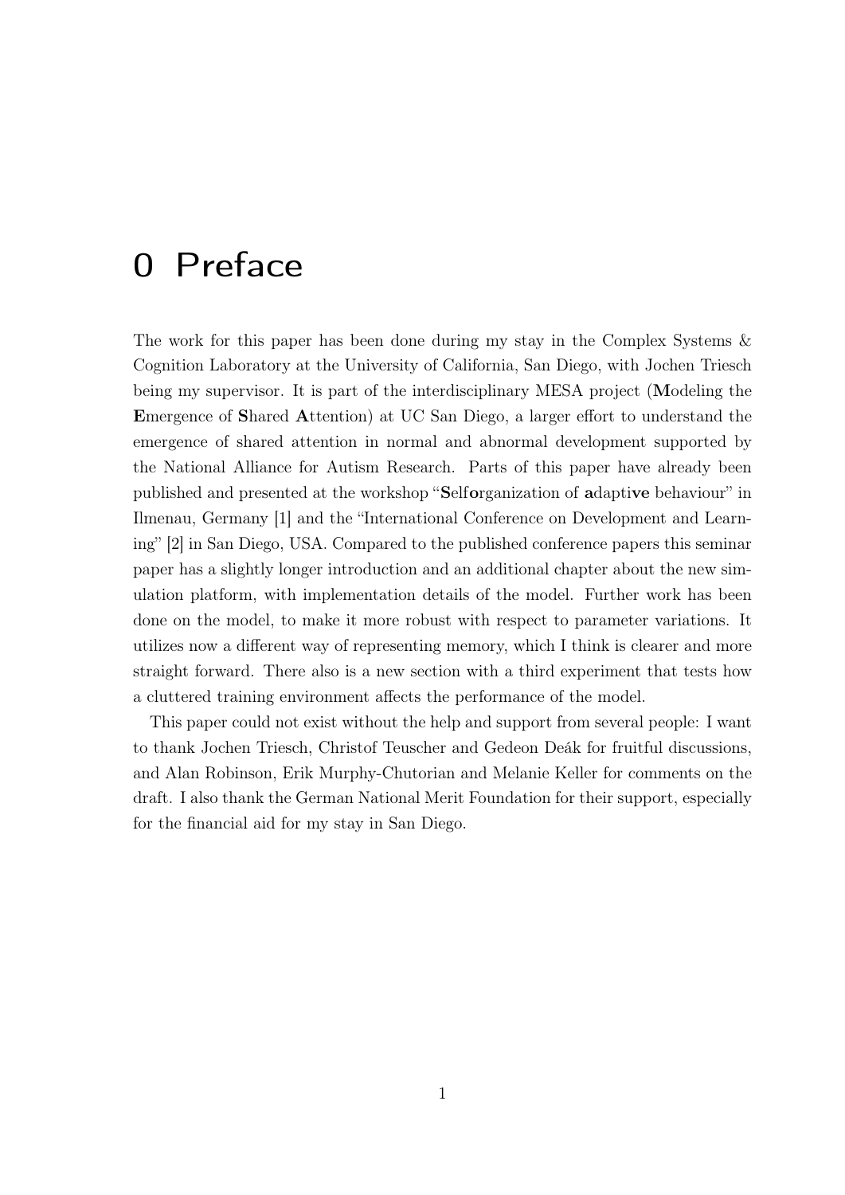# 0 Preface

The work for this paper has been done during my stay in the Complex Systems & Cognition Laboratory at the University of California, San Diego, with Jochen Triesch being my supervisor. It is part of the interdisciplinary MESA project (**M**odeling the **E**mergence of **S**hared **A**ttention) at UC San Diego, a larger effort to understand the emergence of shared attention in normal and abnormal development supported by the National Alliance for Autism Research. Parts of this paper have already been published and presented at the workshop "**S**elf**o**rganization of **a**dapti**ve** behaviour" in Ilmenau, Germany [1] and the "International Conference on Development and Learning" [2] in San Diego, USA. Compared to the published conference papers this seminar paper has a slightly longer introduction and an additional chapter about the new simulation platform, with implementation details of the model. Further work has been done on the model, to make it more robust with respect to parameter variations. It utilizes now a different way of representing memory, which I think is clearer and more straight forward. There also is a new section with a third experiment that tests how a cluttered training environment affects the performance of the model.

This paper could not exist without the help and support from several people: I want to thank Jochen Triesch, Christof Teuscher and Gedeon Deák for fruitful discussions, and Alan Robinson, Erik Murphy-Chutorian and Melanie Keller for comments on the draft. I also thank the German National Merit Foundation for their support, especially for the financial aid for my stay in San Diego.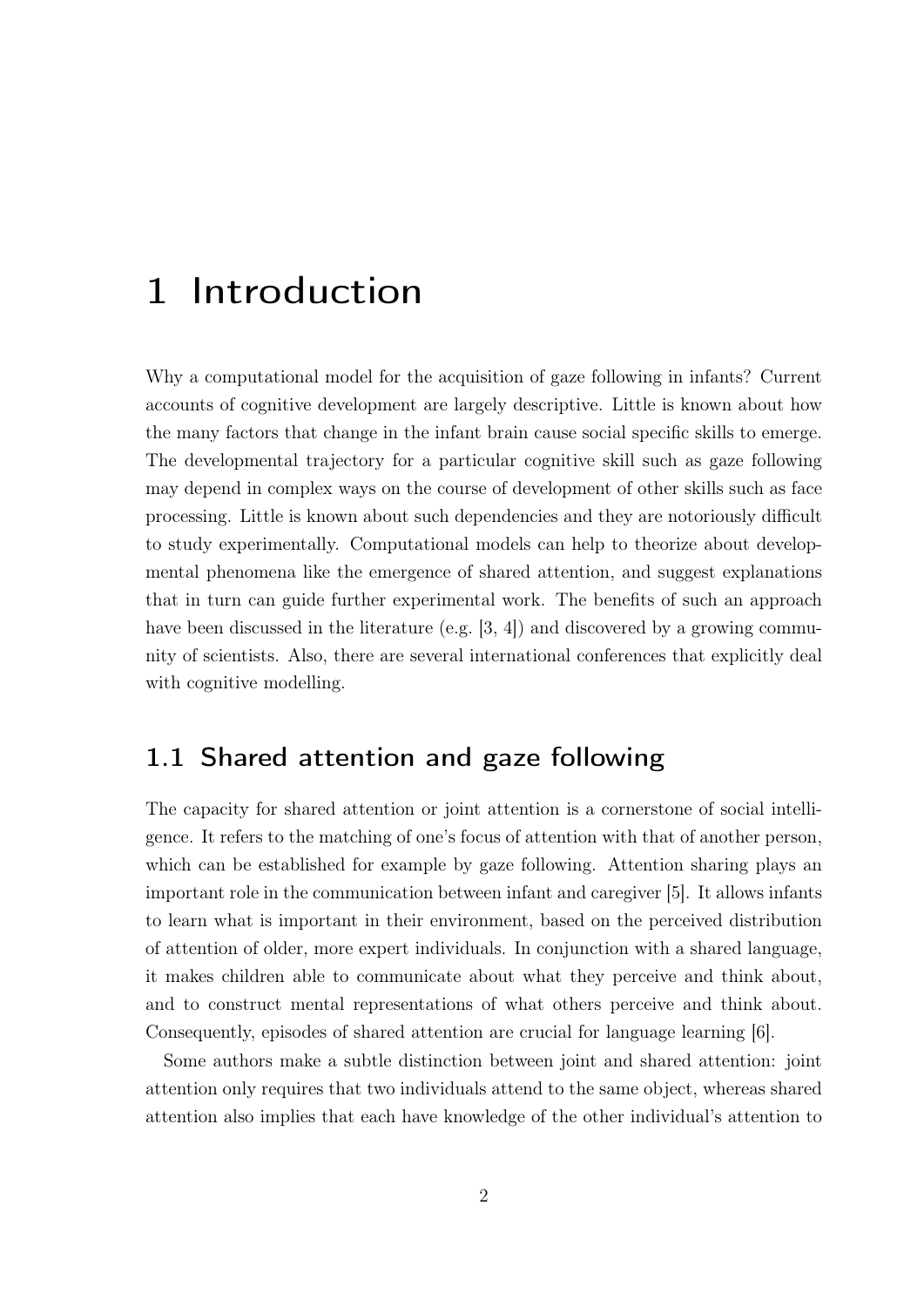# 1 Introduction

Why a computational model for the acquisition of gaze following in infants? Current accounts of cognitive development are largely descriptive. Little is known about how the many factors that change in the infant brain cause social specific skills to emerge. The developmental trajectory for a particular cognitive skill such as gaze following may depend in complex ways on the course of development of other skills such as face processing. Little is known about such dependencies and they are notoriously difficult to study experimentally. Computational models can help to theorize about developmental phenomena like the emergence of shared attention, and suggest explanations that in turn can guide further experimental work. The benefits of such an approach have been discussed in the literature (e.g. [3, 4]) and discovered by a growing community of scientists. Also, there are several international conferences that explicitly deal with cognitive modelling.

## 1.1 Shared attention and gaze following

The capacity for shared attention or joint attention is a cornerstone of social intelligence. It refers to the matching of one's focus of attention with that of another person, which can be established for example by gaze following. Attention sharing plays an important role in the communication between infant and caregiver [5]. It allows infants to learn what is important in their environment, based on the perceived distribution of attention of older, more expert individuals. In conjunction with a shared language, it makes children able to communicate about what they perceive and think about, and to construct mental representations of what others perceive and think about. Consequently, episodes of shared attention are crucial for language learning [6].

Some authors make a subtle distinction between joint and shared attention: joint attention only requires that two individuals attend to the same object, whereas shared attention also implies that each have knowledge of the other individual's attention to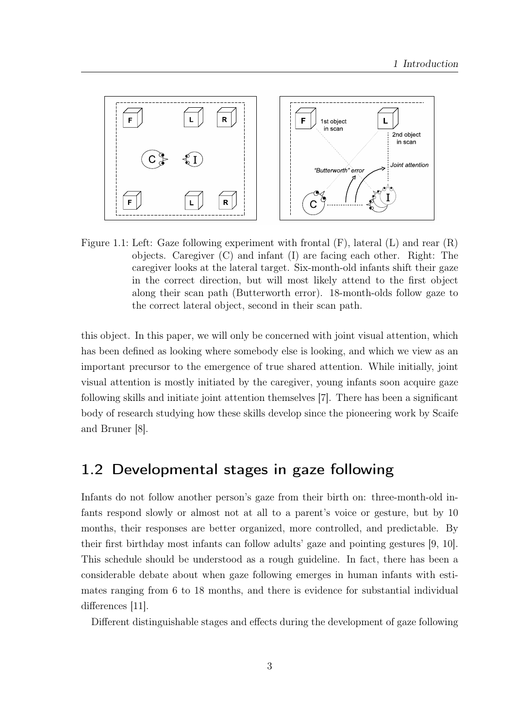Figure 1.1: Left: Gaze following experiment with frontal (F), lateral (L) and rear (R) objects. Caregiver (C) and infant (I) are facing each other. Right: The caregiver looks at the lateral target. Six-month-old infants shift their gaze in the correct direction, but will most likely attend to the first object along their scan path (Butterworth error). 18-month-olds follow gaze to the correct lateral object, second in their scan path.

this object. In this paper, we will only be concerned with joint visual attention, which has been defined as looking where somebody else is looking, and which we view as an important precursor to the emergence of true shared attention. While initially, joint visual attention is mostly initiated by the caregiver, young infants soon acquire gaze following skills and initiate joint attention themselves [7]. There has been a significant body of research studying how these skills develop since the pioneering work by Scaife and Bruner [8].

## 1.2 Developmental stages in gaze following

Infants do not follow another person's gaze from their birth on: three-month-old infants respond slowly or almost not at all to a parent's voice or gesture, but by 10 months, their responses are better organized, more controlled, and predictable. By their first birthday most infants can follow adults' gaze and pointing gestures [9, 10]. This schedule should be understood as a rough guideline. In fact, there has been a considerable debate about when gaze following emerges in human infants with estimates ranging from 6 to 18 months, and there is evidence for substantial individual differences [11].

Different distinguishable stages and effects during the development of gaze following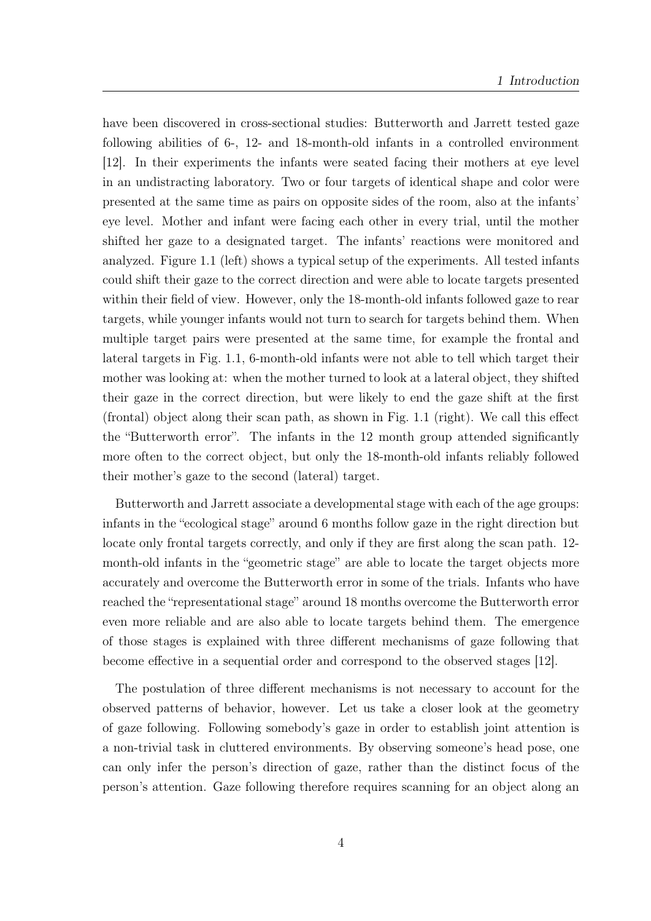have been discovered in cross-sectional studies: Butterworth and Jarrett tested gaze following abilities of 6-, 12- and 18-month-old infants in a controlled environment [12]. In their experiments the infants were seated facing their mothers at eye level in an undistracting laboratory. Two or four targets of identical shape and color were presented at the same time as pairs on opposite sides of the room, also at the infants' eye level. Mother and infant were facing each other in every trial, until the mother shifted her gaze to a designated target. The infants' reactions were monitored and analyzed. Figure 1.1 (left) shows a typical setup of the experiments. All tested infants could shift their gaze to the correct direction and were able to locate targets presented within their field of view. However, only the 18-month-old infants followed gaze to rear targets, while younger infants would not turn to search for targets behind them. When multiple target pairs were presented at the same time, for example the frontal and lateral targets in Fig. 1.1, 6-month-old infants were not able to tell which target their mother was looking at: when the mother turned to look at a lateral object, they shifted their gaze in the correct direction, but were likely to end the gaze shift at the first (frontal) object along their scan path, as shown in Fig. 1.1 (right). We call this effect the "Butterworth error". The infants in the 12 month group attended significantly more often to the correct object, but only the 18-month-old infants reliably followed their mother's gaze to the second (lateral) target.

Butterworth and Jarrett associate a developmental stage with each of the age groups: infants in the "ecological stage" around 6 months follow gaze in the right direction but locate only frontal targets correctly, and only if they are first along the scan path. 12-month-old infants in the "geometric stage" are able to locate the target objects more accurately and overcome the Butterworth error in some of the trials. Infants who have reached the "representational stage" around 18 months overcome the Butterworth error even more reliable and are also able to locate targets behind them. The emergence of those stages is explained with three different mechanisms of gaze following that become effective in a sequential order and correspond to the observed stages [12].

The postulation of three different mechanisms is not necessary to account for the observed patterns of behavior, however. Let us take a closer look at the geometry of gaze following. Following somebody's gaze in order to establish joint attention is a non-trivial task in cluttered environments. By observing someone's head pose, one can only infer the person's direction of gaze, rather than the distinct focus of the person's attention. Gaze following therefore requires scanning for an object along an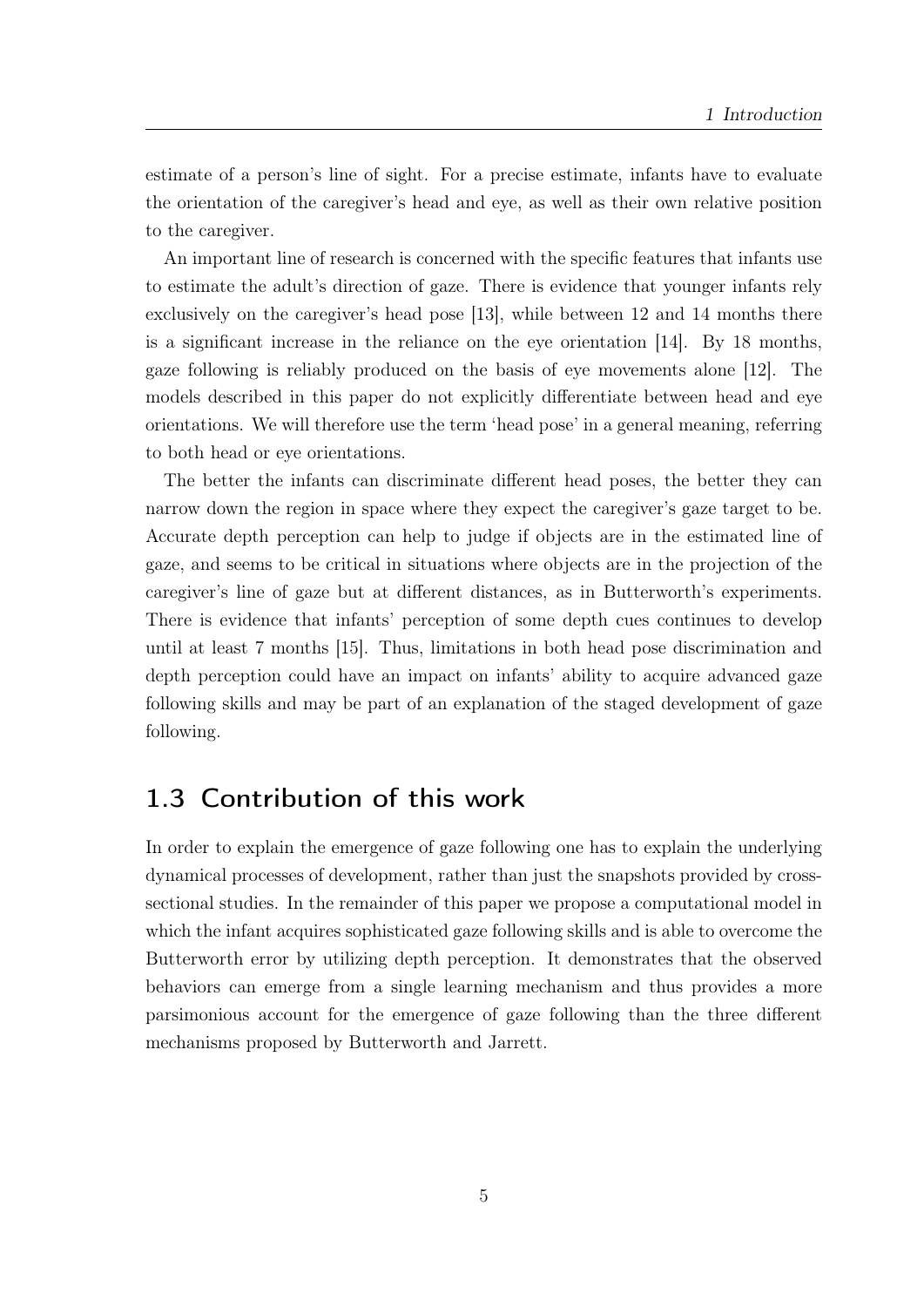estimate of a person's line of sight. For a precise estimate, infants have to evaluate the orientation of the caregiver's head and eye, as well as their own relative position to the caregiver.

An important line of research is concerned with the specific features that infants use to estimate the adult's direction of gaze. There is evidence that younger infants rely exclusively on the caregiver's head pose [13], while between 12 and 14 months there is a significant increase in the reliance on the eye orientation [14]. By 18 months, gaze following is reliably produced on the basis of eye movements alone [12]. The models described in this paper do not explicitly differentiate between head and eye orientations. We will therefore use the term 'head pose' in a general meaning, referring to both head or eye orientations.

The better the infants can discriminate different head poses, the better they can narrow down the region in space where they expect the caregiver's gaze target to be. Accurate depth perception can help to judge if objects are in the estimated line of gaze, and seems to be critical in situations where objects are in the projection of the caregiver's line of gaze but at different distances, as in Butterworth's experiments. There is evidence that infants' perception of some depth cues continues to develop until at least 7 months [15]. Thus, limitations in both head pose discrimination and depth perception could have an impact on infants' ability to acquire advanced gaze following skills and may be part of an explanation of the staged development of gaze following.

## 1.3 Contribution of this work

In order to explain the emergence of gaze following one has to explain the underlying dynamical processes of development, rather than just the snapshots provided by cross-sectional studies. In the remainder of this paper we propose a computational model in which the infant acquires sophisticated gaze following skills and is able to overcome the Butterworth error by utilizing depth perception. It demonstrates that the observed behaviors can emerge from a single learning mechanism and thus provides a more parsimonious account for the emergence of gaze following than the three different mechanisms proposed by Butterworth and Jarrett.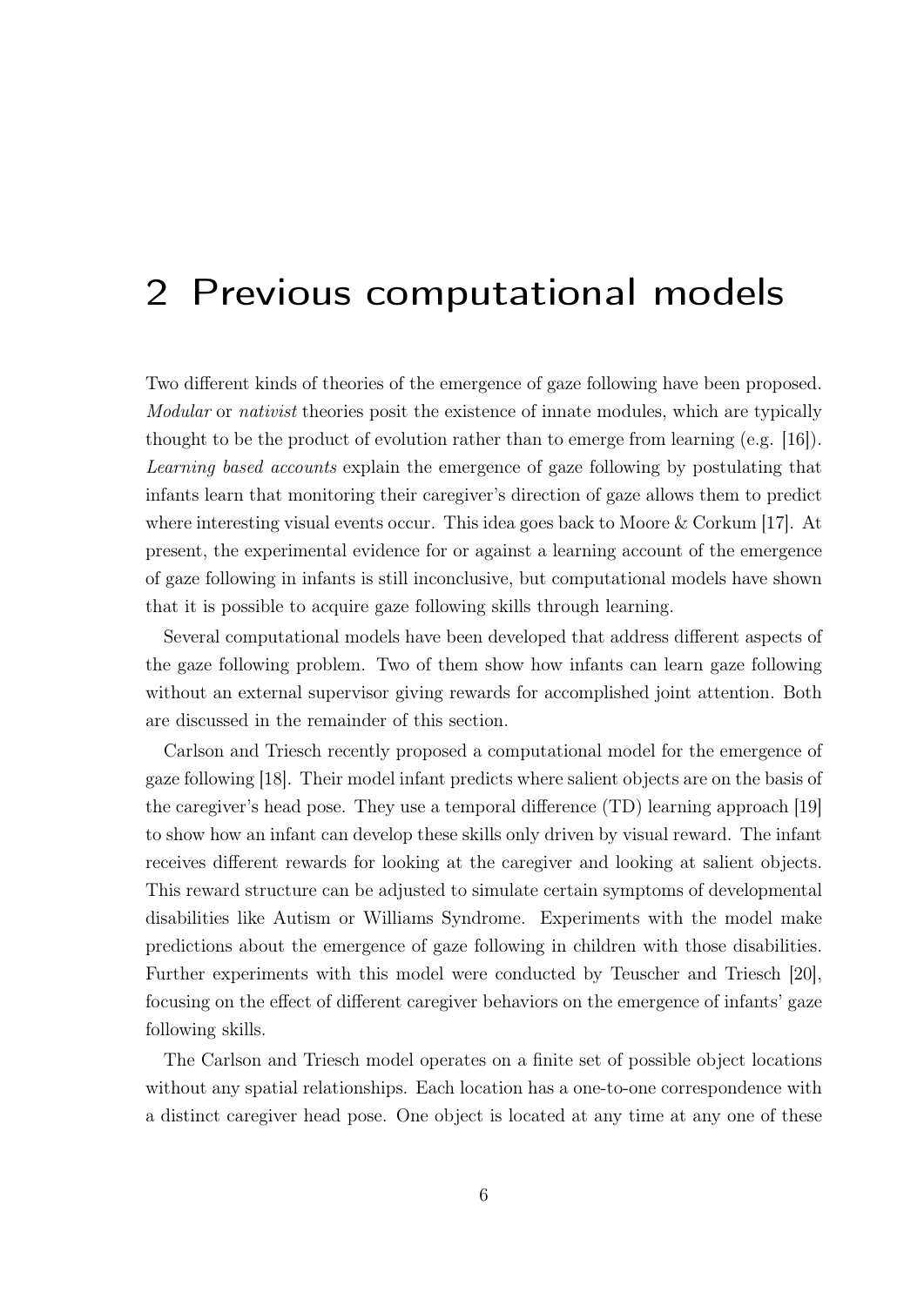# 2 Previous computational models

Two different kinds of theories of the emergence of gaze following have been proposed. *Modular* or *nativist* theories posit the existence of innate modules, which are typically thought to be the product of evolution rather than to emerge from learning (e.g. [16]). *Learning based accounts* explain the emergence of gaze following by postulating that infants learn that monitoring their caregiver's direction of gaze allows them to predict where interesting visual events occur. This idea goes back to Moore & Corkum [17]. At present, the experimental evidence for or against a learning account of the emergence of gaze following in infants is still inconclusive, but computational models have shown that it is possible to acquire gaze following skills through learning.

Several computational models have been developed that address different aspects of the gaze following problem. Two of them show how infants can learn gaze following without an external supervisor giving rewards for accomplished joint attention. Both are discussed in the remainder of this section.

Carlson and Triesch recently proposed a computational model for the emergence of gaze following [18]. Their model infant predicts where salient objects are on the basis of the caregiver's head pose. They use a temporal difference (TD) learning approach [19] to show how an infant can develop these skills only driven by visual reward. The infant receives different rewards for looking at the caregiver and looking at salient objects. This reward structure can be adjusted to simulate certain symptoms of developmental disabilities like Autism or Williams Syndrome. Experiments with the model make predictions about the emergence of gaze following in children with those disabilities. Further experiments with this model were conducted by Teuscher and Triesch [20], focusing on the effect of different caregiver behaviors on the emergence of infants' gaze following skills.

The Carlson and Triesch model operates on a finite set of possible object locations without any spatial relationships. Each location has a one-to-one correspondence with a distinct caregiver head pose. One object is located at any time at any one of these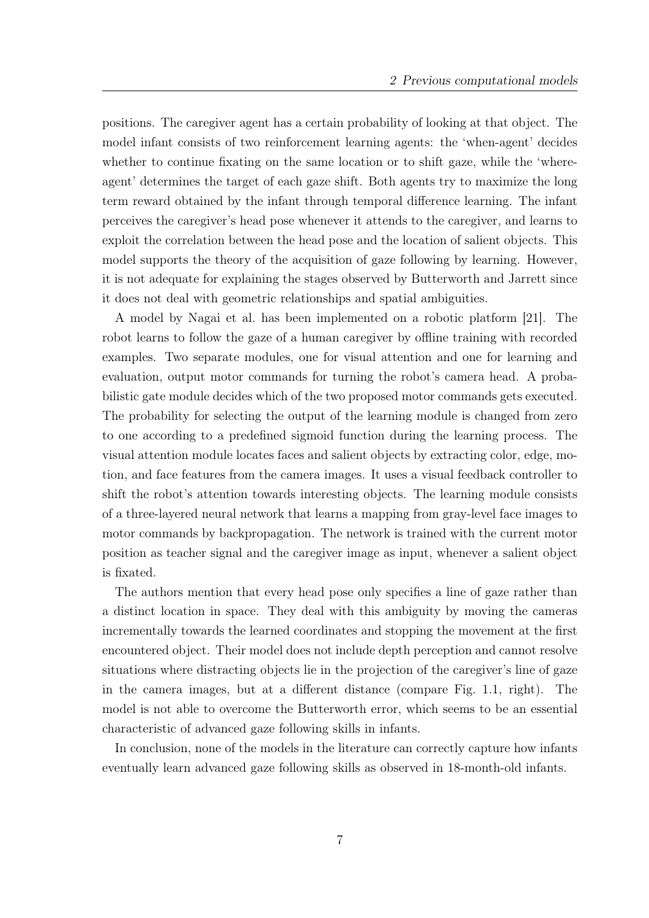positions. The caregiver agent has a certain probability of looking at that object. The model infant consists of two reinforcement learning agents: the 'when-agent' decides whether to continue fixating on the same location or to shift gaze, while the 'where-agent' determines the target of each gaze shift. Both agents try to maximize the long term reward obtained by the infant through temporal difference learning. The infant perceives the caregiver's head pose whenever it attends to the caregiver, and learns to exploit the correlation between the head pose and the location of salient objects. This model supports the theory of the acquisition of gaze following by learning. However, it is not adequate for explaining the stages observed by Butterworth and Jarrett since it does not deal with geometric relationships and spatial ambiguities.

A model by Nagai et al. has been implemented on a robotic platform [21]. The robot learns to follow the gaze of a human caregiver by offline training with recorded examples. Two separate modules, one for visual attention and one for learning and evaluation, output motor commands for turning the robot's camera head. A probabilistic gate module decides which of the two proposed motor commands gets executed. The probability for selecting the output of the learning module is changed from zero to one according to a predefined sigmoid function during the learning process. The visual attention module locates faces and salient objects by extracting color, edge, motion, and face features from the camera images. It uses a visual feedback controller to shift the robot's attention towards interesting objects. The learning module consists of a three-layered neural network that learns a mapping from gray-level face images to motor commands by backpropagation. The network is trained with the current motor position as teacher signal and the caregiver image as input, whenever a salient object is fixated.

The authors mention that every head pose only specifies a line of gaze rather than a distinct location in space. They deal with this ambiguity by moving the cameras incrementally towards the learned coordinates and stopping the movement at the first encountered object. Their model does not include depth perception and cannot resolve situations where distracting objects lie in the projection of the caregiver's line of gaze in the camera images, but at a different distance (compare Fig. 1.1, right). The model is not able to overcome the Butterworth error, which seems to be an essential characteristic of advanced gaze following skills in infants.

In conclusion, none of the models in the literature can correctly capture how infants eventually learn advanced gaze following skills as observed in 18-month-old infants.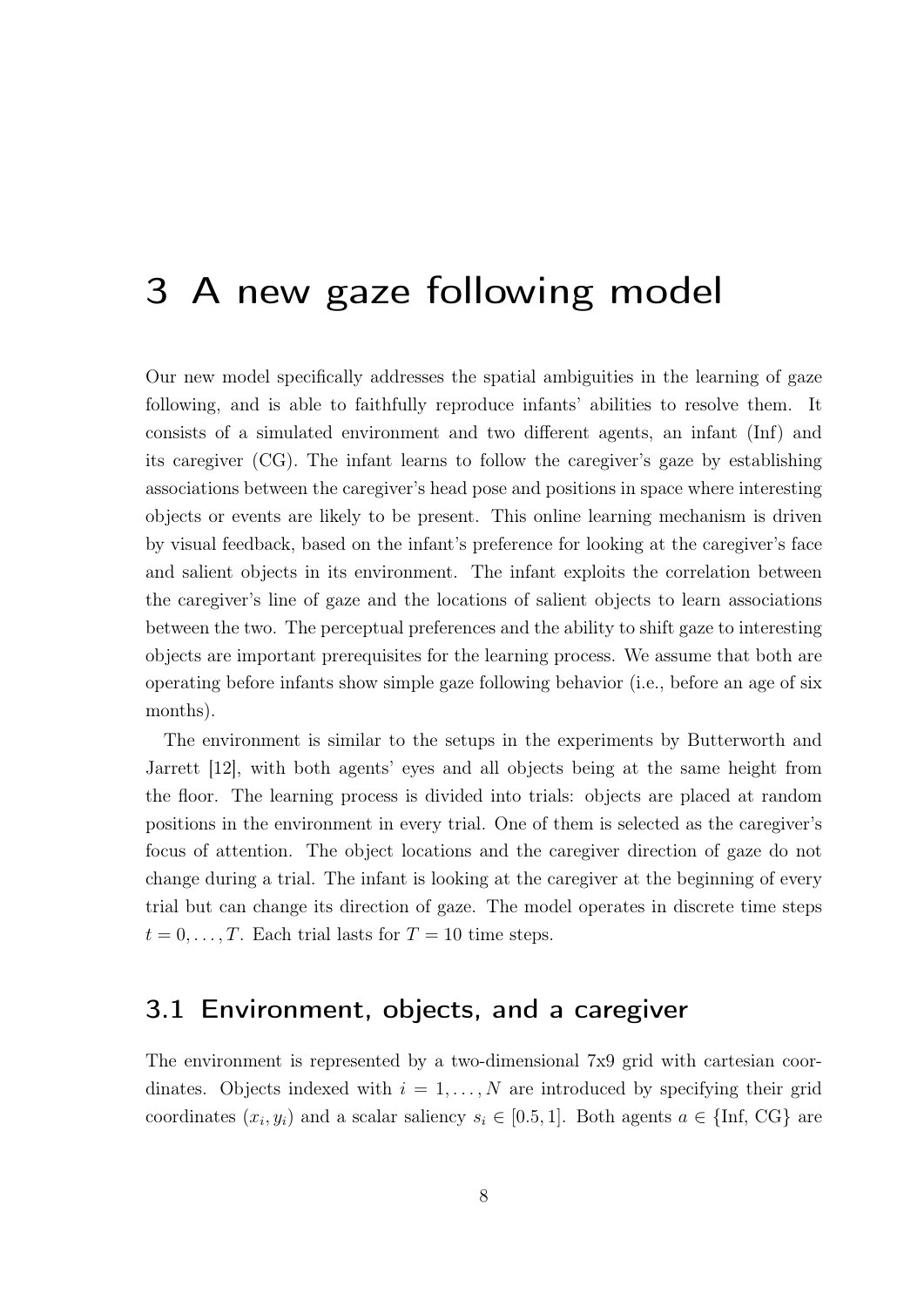# 3 A new gaze following model

Our new model specifically addresses the spatial ambiguities in the learning of gaze following, and is able to faithfully reproduce infants' abilities to resolve them. It consists of a simulated environment and two different agents, an infant (Inf) and its caregiver (CG). The infant learns to follow the caregiver's gaze by establishing associations between the caregiver's head pose and positions in space where interesting objects or events are likely to be present. This online learning mechanism is driven by visual feedback, based on the infant's preference for looking at the caregiver's face and salient objects in its environment. The infant exploits the correlation between the caregiver's line of gaze and the locations of salient objects to learn associations between the two. The perceptual preferences and the ability to shift gaze to interesting objects are important prerequisites for the learning process. We assume that both are operating before infants show simple gaze following behavior (i.e., before an age of six months).

The environment is similar to the setups in the experiments by Butterworth and Jarrett [12], with both agents' eyes and all objects being at the same height from the floor. The learning process is divided into trials: objects are placed at random positions in the environment in every trial. One of them is selected as the caregiver's focus of attention. The object locations and the caregiver direction of gaze do not change during a trial. The infant is looking at the caregiver at the beginning of every trial but can change its direction of gaze. The model operates in discrete time steps $t = 0, \ldots, T$. Each trial lasts for $T = 10$ time steps.

## 3.1 Environment, objects, and a caregiver

The environment is represented by a two-dimensional 7x9 grid with cartesian coordinates. Objects indexed with $i = 1, \ldots, N$ are introduced by specifying their grid coordinates $(x_i, y_i)$ and a scalar saliency $s_i \in [0.5, 1]$. Both agents $a \in \{\text{Inf}, \text{CG}\}$ are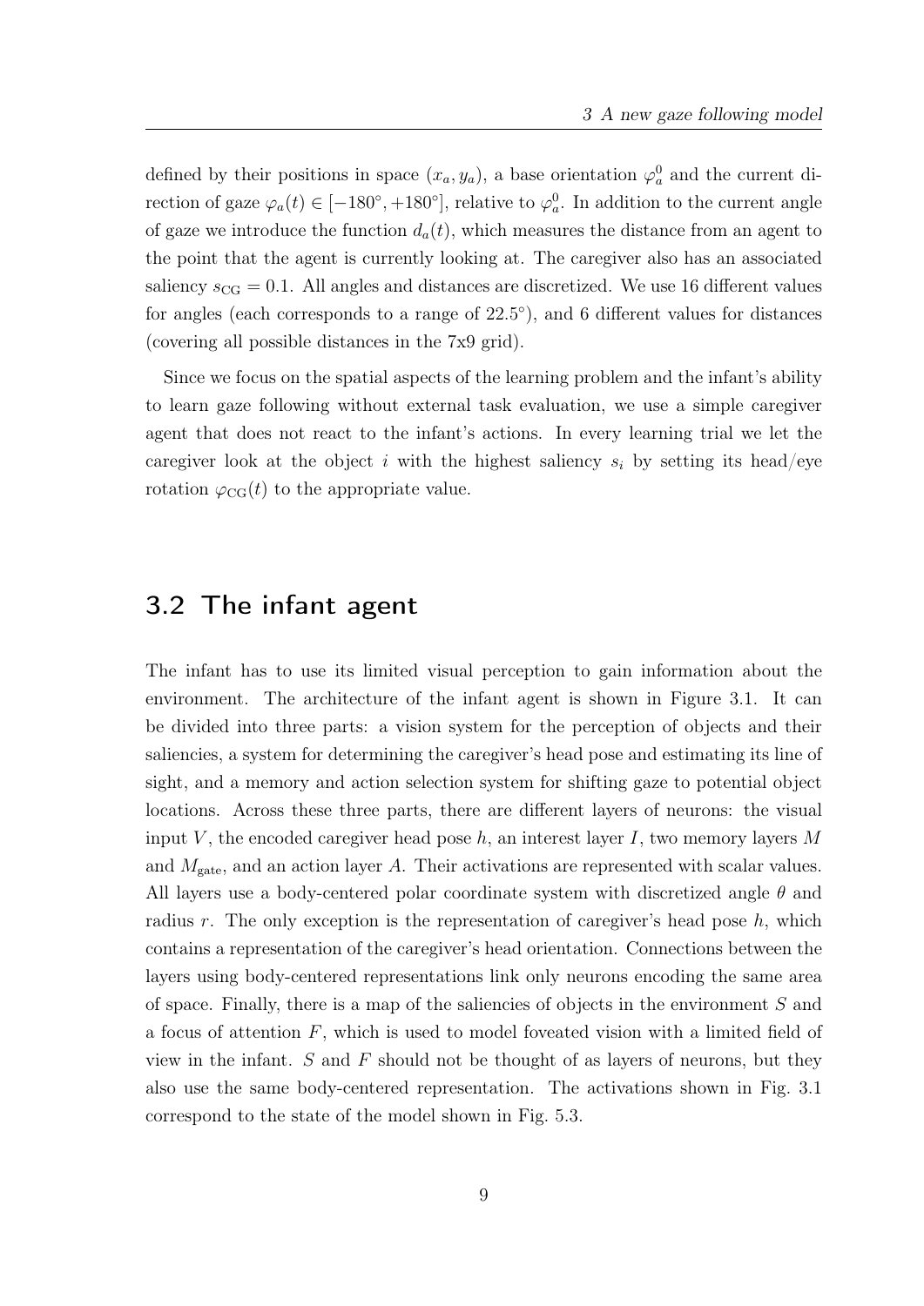defined by their positions in space $(x_a, y_a)$, a base orientation $\varphi_a^0$ and the current direction of gaze $\varphi_a(t) \in [-180°, +180°]$, relative to $\varphi_a^0$. In addition to the current angle of gaze we introduce the function $d_a(t)$, which measures the distance from an agent to the point that the agent is currently looking at. The caregiver also has an associated saliency $s_{\mathrm{CG}} = 0.1$. All angles and distances are discretized. We use 16 different values for angles (each corresponds to a range of $22.5°$), and 6 different values for distances (covering all possible distances in the 7x9 grid).

Since we focus on the spatial aspects of the learning problem and the infant's ability to learn gaze following without external task evaluation, we use a simple caregiver agent that does not react to the infant's actions. In every learning trial we let the caregiver look at the object $i$ with the highest saliency $s_i$ by setting its head/eye rotation $\varphi_{\mathrm{CG}}(t)$ to the appropriate value.

## 3.2 The infant agent

The infant has to use its limited visual perception to gain information about the environment. The architecture of the infant agent is shown in Figure 3.1. It can be divided into three parts: a vision system for the perception of objects and their saliencies, a system for determining the caregiver's head pose and estimating its line of sight, and a memory and action selection system for shifting gaze to potential object locations. Across these three parts, there are different layers of neurons: the visual input $V$, the encoded caregiver head pose $h$, an interest layer $I$, two memory layers $M$ and $M_{\mathrm{gate}}$, and an action layer $A$. Their activations are represented with scalar values. All layers use a body-centered polar coordinate system with discretized angle $\theta$ and radius $r$. The only exception is the representation of caregiver's head pose $h$, which contains a representation of the caregiver's head orientation. Connections between the layers using body-centered representations link only neurons encoding the same area of space. Finally, there is a map of the saliencies of objects in the environment $S$ and a focus of attention $F$, which is used to model foveated vision with a limited field of view in the infant. $S$ and $F$ should not be thought of as layers of neurons, but they also use the same body-centered representation. The activations shown in Fig. 3.1 correspond to the state of the model shown in Fig. 5.3.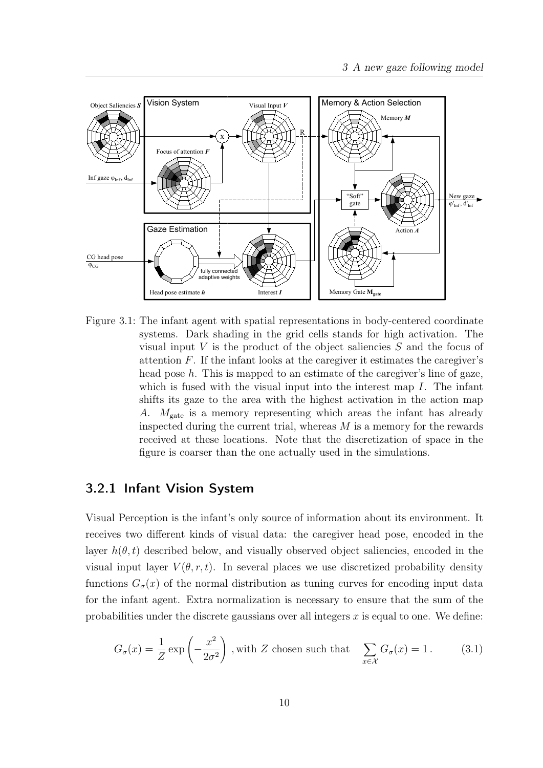Figure 3.1: The infant agent with spatial representations in body-centered coordinate systems. Dark shading in the grid cells stands for high activation. The visual input $V$ is the product of the object saliencies $S$ and the focus of attention $F$. If the infant looks at the caregiver it estimates the caregiver's head pose $h$. This is mapped to an estimate of the caregiver's line of gaze, which is fused with the visual input into the interest map $I$. The infant shifts its gaze to the area with the highest activation in the action map $A$. $M_{\mathrm{gate}}$ is a memory representing which areas the infant has already inspected during the current trial, whereas $M$ is a memory for the rewards received at these locations. Note that the discretization of space in the figure is coarser than the one actually used in the simulations.

### 3.2.1 Infant Vision System

Visual Perception is the infant's only source of information about its environment. It receives two different kinds of visual data: the caregiver head pose, encoded in the layer $h(\theta, t)$ described below, and visually observed object saliencies, encoded in the visual input layer $V(\theta, r, t)$. In several places we use discretized probability density functions $G_\sigma(x)$ of the normal distribution as tuning curves for encoding input data for the infant agent. Extra normalization is necessary to ensure that the sum of the probabilities under the discrete gaussians over all integers $x$ is equal to one. We define:

$$G_\sigma(x) = \frac{1}{Z} \exp\left(-\frac{x^2}{2\sigma^2}\right) \text{, with } Z \text{ chosen such that } \quad \sum_{x \in \mathcal{X}} G_\sigma(x) = 1\,. \tag{3.1}$$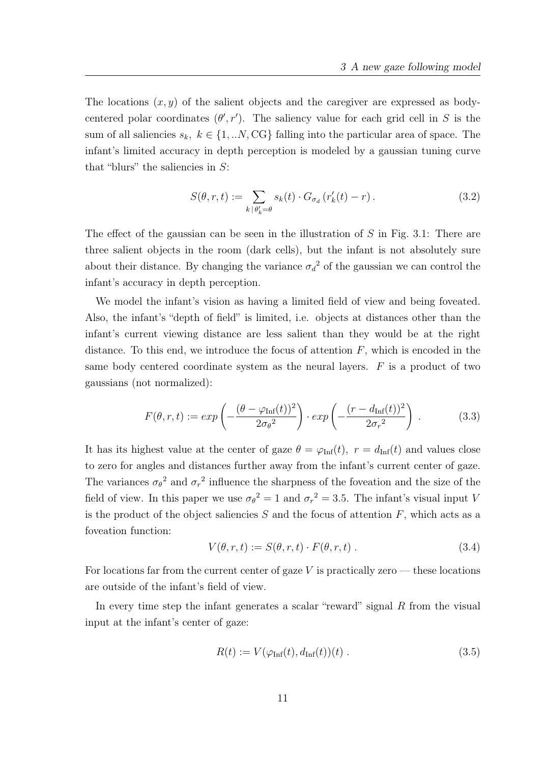The locations $(x, y)$ of the salient objects and the caregiver are expressed as body-centered polar coordinates $(\theta', r')$. The saliency value for each grid cell in $S$ is the sum of all saliencies $s_k,\ k \in \{1, ..N, \mathrm{CG}\}$ falling into the particular area of space. The infant's limited accuracy in depth perception is modeled by a gaussian tuning curve that "blurs" the saliencies in $S$:

$$S(\theta, r, t) := \sum_{k \,|\, \theta'_k = \theta} s_k(t) \cdot G_{\sigma_d}\left(r'_k(t) - r\right). \tag{3.2}$$

The effect of the gaussian can be seen in the illustration of $S$ in Fig. 3.1: There are three salient objects in the room (dark cells), but the infant is not absolutely sure about their distance. By changing the variance ${\sigma_d}^2$ of the gaussian we can control the infant's accuracy in depth perception.

We model the infant's vision as having a limited field of view and being foveated. Also, the infant's "depth of field" is limited, i.e. objects at distances other than the infant's current viewing distance are less salient than they would be at the right distance. To this end, we introduce the focus of attention $F$, which is encoded in the same body centered coordinate system as the neural layers. $F$ is a product of two gaussians (not normalized):

$$F(\theta, r, t) := exp\left(-\frac{(\theta - \varphi_{\mathrm{Inf}}(t))^2}{2{\sigma_\theta}^2}\right) \cdot exp\left(-\frac{(r - d_{\mathrm{Inf}}(t))^2}{2{\sigma_r}^2}\right) . \tag{3.3}$$

It has its highest value at the center of gaze $\theta = \varphi_{\mathrm{Inf}}(t),\ r = d_{\mathrm{Inf}}(t)$ and values close to zero for angles and distances further away from the infant's current center of gaze. The variances ${\sigma_\theta}^2$ and ${\sigma_r}^2$ influence the sharpness of the foveation and the size of the field of view. In this paper we use ${\sigma_\theta}^2 = 1$ and ${\sigma_r}^2 = 3.5$. The infant's visual input $V$ is the product of the object saliencies $S$ and the focus of attention $F$, which acts as a foveation function:

$$V(\theta, r, t) := S(\theta, r, t) \cdot F(\theta, r, t) . \tag{3.4}$$

For locations far from the current center of gaze $V$ is practically zero — these locations are outside of the infant's field of view.

In every time step the infant generates a scalar "reward" signal $R$ from the visual input at the infant's center of gaze:

$$R(t) := V(\varphi_{\mathrm{Inf}}(t), d_{\mathrm{Inf}}(t))(t) . \tag{3.5}$$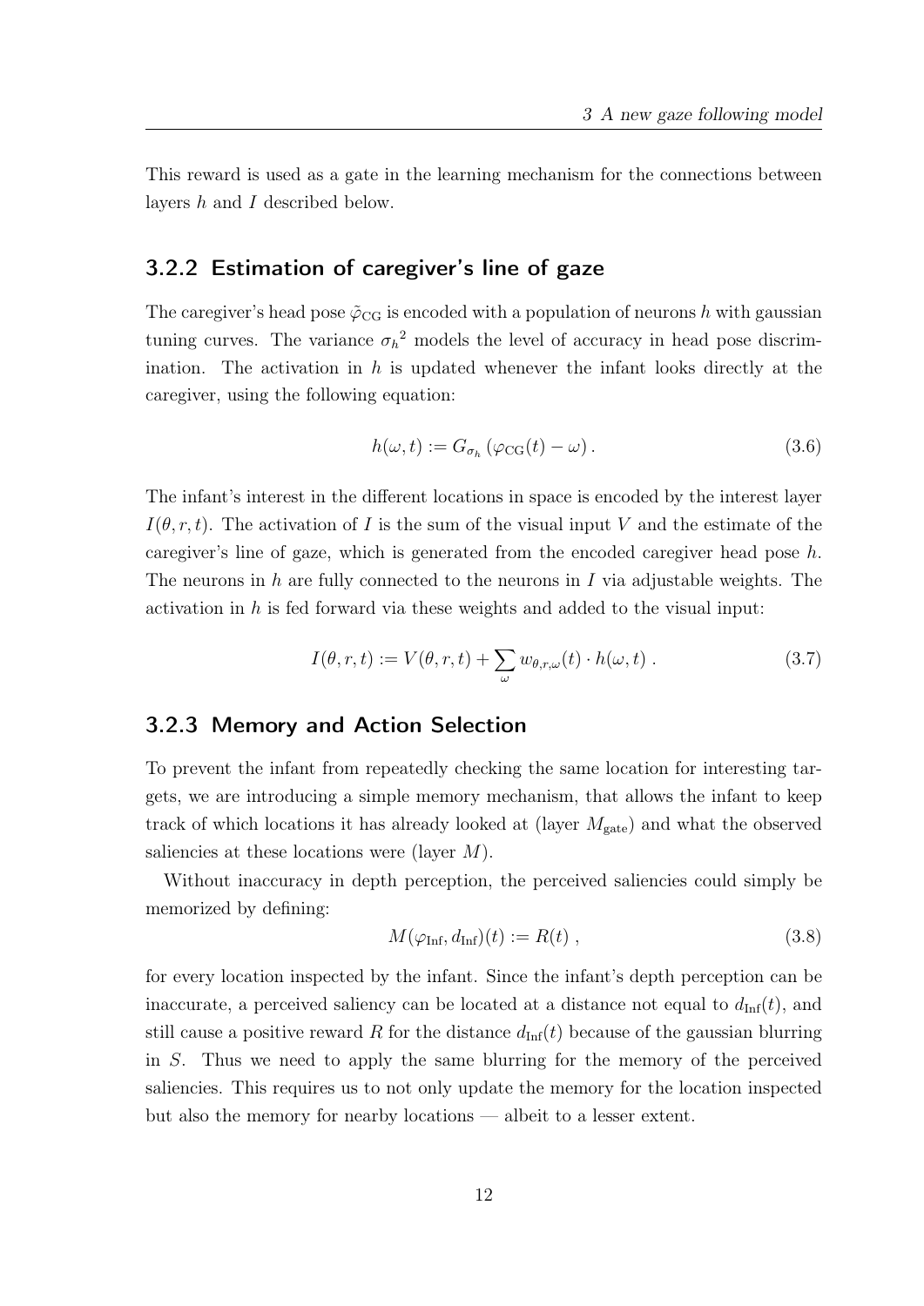This reward is used as a gate in the learning mechanism for the connections between layers $h$ and $I$ described below.

### 3.2.2 Estimation of caregiver's line of gaze

The caregiver's head pose $\tilde{\varphi}_{\mathrm{CG}}$ is encoded with a population of neurons $h$ with gaussian tuning curves. The variance ${\sigma_h}^2$ models the level of accuracy in head pose discrimination. The activation in $h$ is updated whenever the infant looks directly at the caregiver, using the following equation:

$$h(\omega, t) := G_{\sigma_h}\left(\varphi_{\mathrm{CG}}(t) - \omega\right). \tag{3.6}$$

The infant's interest in the different locations in space is encoded by the interest layer $I(\theta, r, t)$. The activation of $I$ is the sum of the visual input $V$ and the estimate of the caregiver's line of gaze, which is generated from the encoded caregiver head pose $h$. The neurons in $h$ are fully connected to the neurons in $I$ via adjustable weights. The activation in $h$ is fed forward via these weights and added to the visual input:

$$I(\theta, r, t) := V(\theta, r, t) + \sum_{\omega} w_{\theta, r, \omega}(t) \cdot h(\omega, t)\ . \tag{3.7}$$

### 3.2.3 Memory and Action Selection

To prevent the infant from repeatedly checking the same location for interesting targets, we are introducing a simple memory mechanism, that allows the infant to keep track of which locations it has already looked at (layer $M_{\mathrm{gate}}$) and what the observed saliencies at these locations were (layer $M$).

Without inaccuracy in depth perception, the perceived saliencies could simply be memorized by defining:

$$M(\varphi_{\mathrm{Inf}}, d_{\mathrm{Inf}})(t) := R(t)\ , \tag{3.8}$$

for every location inspected by the infant. Since the infant's depth perception can be inaccurate, a perceived saliency can be located at a distance not equal to $d_{\mathrm{Inf}}(t)$, and still cause a positive reward $R$ for the distance $d_{\mathrm{Inf}}(t)$ because of the gaussian blurring in $S$. Thus we need to apply the same blurring for the memory of the perceived saliencies. This requires us to not only update the memory for the location inspected but also the memory for nearby locations — albeit to a lesser extent.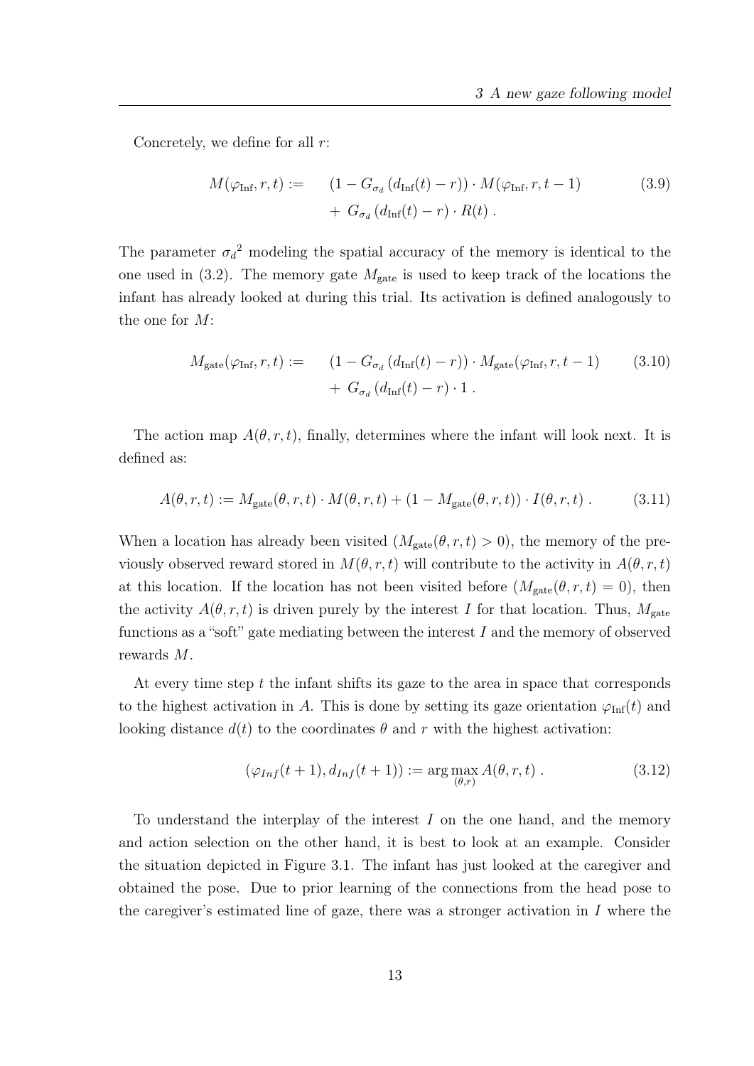Concretely, we define for all $r$:

$$M(\varphi_{\text{Inf}}, r, t) := \quad (1 - G_{\sigma_d}(d_{\text{Inf}}(t) - r)) \cdot M(\varphi_{\text{Inf}}, r, t-1) \\ + \; G_{\sigma_d}(d_{\text{Inf}}(t) - r) \cdot R(t) \; . \tag{3.9}$$

The parameter ${\sigma_d}^2$ modeling the spatial accuracy of the memory is identical to the one used in (3.2). The memory gate $M_{\text{gate}}$ is used to keep track of the locations the infant has already looked at during this trial. Its activation is defined analogously to the one for $M$:

$$M_{\text{gate}}(\varphi_{\text{Inf}}, r, t) := \quad (1 - G_{\sigma_d}(d_{\text{Inf}}(t) - r)) \cdot M_{\text{gate}}(\varphi_{\text{Inf}}, r, t-1) \\ + \; G_{\sigma_d}(d_{\text{Inf}}(t) - r) \cdot 1 \; . \tag{3.10}$$

The action map $A(\theta, r, t)$, finally, determines where the infant will look next. It is defined as:

$$A(\theta, r, t) := M_{\text{gate}}(\theta, r, t) \cdot M(\theta, r, t) + (1 - M_{\text{gate}}(\theta, r, t)) \cdot I(\theta, r, t) \; . \tag{3.11}$$

When a location has already been visited ($M_{\text{gate}}(\theta, r, t) > 0$), the memory of the previously observed reward stored in $M(\theta, r, t)$ will contribute to the activity in $A(\theta, r, t)$ at this location. If the location has not been visited before ($M_{\text{gate}}(\theta, r, t) = 0$), then the activity $A(\theta, r, t)$ is driven purely by the interest $I$ for that location. Thus, $M_{\text{gate}}$ functions as a "soft" gate mediating between the interest $I$ and the memory of observed rewards $M$.

At every time step $t$ the infant shifts its gaze to the area in space that corresponds to the highest activation in $A$. This is done by setting its gaze orientation $\varphi_{\text{Inf}}(t)$ and looking distance $d(t)$ to the coordinates $\theta$ and $r$ with the highest activation:

$$(\varphi_{Inf}(t+1), d_{Inf}(t+1)) := \arg\max_{(\theta, r)} A(\theta, r, t) \; . \tag{3.12}$$

To understand the interplay of the interest $I$ on the one hand, and the memory and action selection on the other hand, it is best to look at an example. Consider the situation depicted in Figure 3.1. The infant has just looked at the caregiver and obtained the pose. Due to prior learning of the connections from the head pose to the caregiver's estimated line of gaze, there was a stronger activation in $I$ where the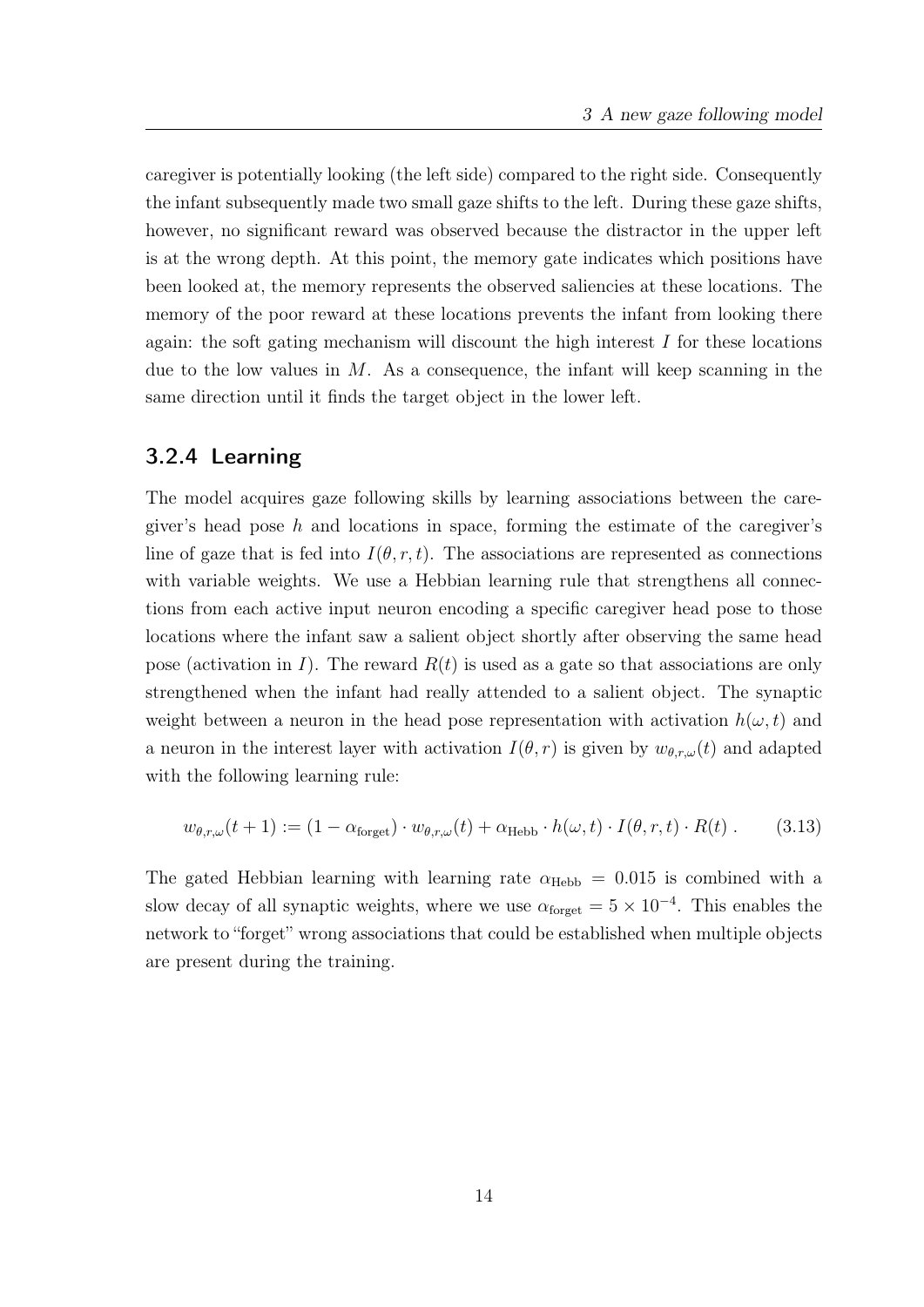caregiver is potentially looking (the left side) compared to the right side. Consequently the infant subsequently made two small gaze shifts to the left. During these gaze shifts, however, no significant reward was observed because the distractor in the upper left is at the wrong depth. At this point, the memory gate indicates which positions have been looked at, the memory represents the observed saliencies at these locations. The memory of the poor reward at these locations prevents the infant from looking there again: the soft gating mechanism will discount the high interest $I$ for these locations due to the low values in $M$. As a consequence, the infant will keep scanning in the same direction until it finds the target object in the lower left.

### 3.2.4 Learning

The model acquires gaze following skills by learning associations between the caregiver's head pose $h$ and locations in space, forming the estimate of the caregiver's line of gaze that is fed into $I(\theta, r, t)$. The associations are represented as connections with variable weights. We use a Hebbian learning rule that strengthens all connections from each active input neuron encoding a specific caregiver head pose to those locations where the infant saw a salient object shortly after observing the same head pose (activation in $I$). The reward $R(t)$ is used as a gate so that associations are only strengthened when the infant had really attended to a salient object. The synaptic weight between a neuron in the head pose representation with activation $h(\omega, t)$ and a neuron in the interest layer with activation $I(\theta, r)$ is given by $w_{\theta,r,\omega}(t)$ and adapted with the following learning rule:

$$w_{\theta,r,\omega}(t+1) := (1 - \alpha_{\text{forget}}) \cdot w_{\theta,r,\omega}(t) + \alpha_{\text{Hebb}} \cdot h(\omega, t) \cdot I(\theta, r, t) \cdot R(t) \; . \tag{3.13}$$

The gated Hebbian learning with learning rate $\alpha_{\text{Hebb}} = 0.015$ is combined with a slow decay of all synaptic weights, where we use $\alpha_{\text{forget}} = 5 \times 10^{-4}$. This enables the network to "forget" wrong associations that could be established when multiple objects are present during the training.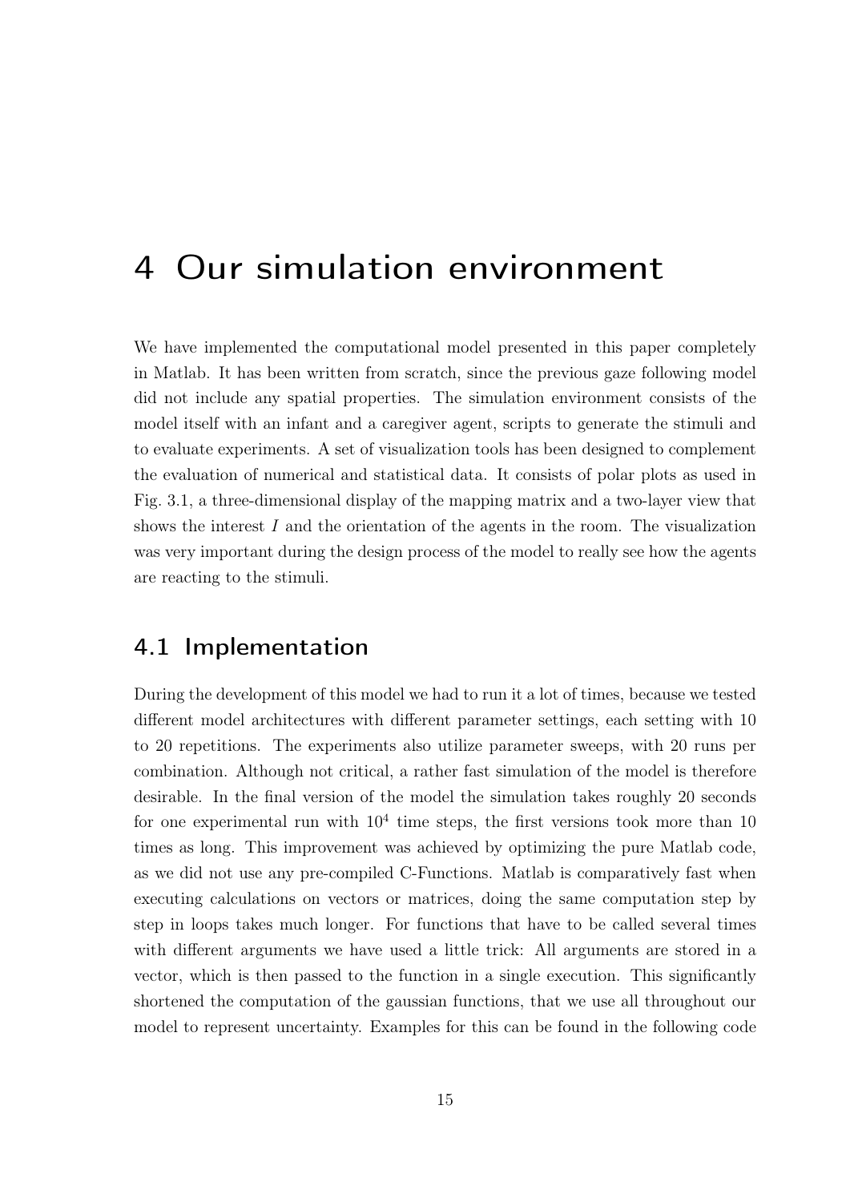# 4 Our simulation environment

We have implemented the computational model presented in this paper completely in Matlab. It has been written from scratch, since the previous gaze following model did not include any spatial properties. The simulation environment consists of the model itself with an infant and a caregiver agent, scripts to generate the stimuli and to evaluate experiments. A set of visualization tools has been designed to complement the evaluation of numerical and statistical data. It consists of polar plots as used in Fig. 3.1, a three-dimensional display of the mapping matrix and a two-layer view that shows the interest $I$ and the orientation of the agents in the room. The visualization was very important during the design process of the model to really see how the agents are reacting to the stimuli.

## 4.1 Implementation

During the development of this model we had to run it a lot of times, because we tested different model architectures with different parameter settings, each setting with 10 to 20 repetitions. The experiments also utilize parameter sweeps, with 20 runs per combination. Although not critical, a rather fast simulation of the model is therefore desirable. In the final version of the model the simulation takes roughly 20 seconds for one experimental run with $10^4$ time steps, the first versions took more than 10 times as long. This improvement was achieved by optimizing the pure Matlab code, as we did not use any pre-compiled C-Functions. Matlab is comparatively fast when executing calculations on vectors or matrices, doing the same computation step by step in loops takes much longer. For functions that have to be called several times with different arguments we have used a little trick: All arguments are stored in a vector, which is then passed to the function in a single execution. This significantly shortened the computation of the gaussian functions, that we use all throughout our model to represent uncertainty. Examples for this can be found in the following code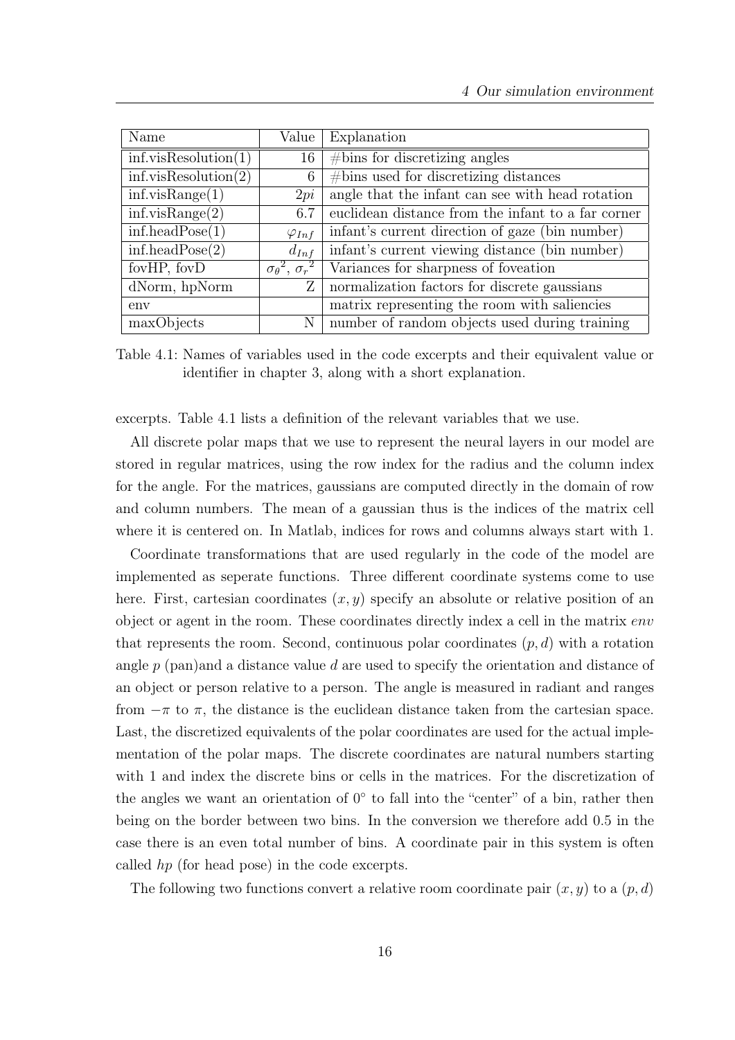| Name | Value | Explanation |
|---|---|---|
| inf.visResolution(1) | 16 | #bins for discretizing angles |
| inf.visResolution(2) | 6 | #bins used for discretizing distances |
| inf.visRange(1) | $2pi$ | angle that the infant can see with head rotation |
| inf.visRange(2) | 6.7 | euclidean distance from the infant to a far corner |
| inf.headPose(1) | $\varphi_{Inf}$ | infant's current direction of gaze (bin number) |
| inf.headPose(2) | $d_{Inf}$ | infant's current viewing distance (bin number) |
| fovHP, fovD | ${\sigma_\theta}^2$, ${\sigma_r}^2$ | Variances for sharpness of foveation |
| dNorm, hpNorm | Z | normalization factors for discrete gaussians |
| env | | matrix representing the room with saliencies |
| maxObjects | N | number of random objects used during training |

Table 4.1: Names of variables used in the code excerpts and their equivalent value or identifier in chapter 3, along with a short explanation.

excerpts. Table 4.1 lists a definition of the relevant variables that we use.

All discrete polar maps that we use to represent the neural layers in our model are stored in regular matrices, using the row index for the radius and the column index for the angle. For the matrices, gaussians are computed directly in the domain of row and column numbers. The mean of a gaussian thus is the indices of the matrix cell where it is centered on. In Matlab, indices for rows and columns always start with 1.

Coordinate transformations that are used regularly in the code of the model are implemented as seperate functions. Three different coordinate systems come to use here. First, cartesian coordinates $(x, y)$ specify an absolute or relative position of an object or agent in the room. These coordinates directly index a cell in the matrix *env* that represents the room. Second, continuous polar coordinates $(p, d)$ with a rotation angle $p$ (pan)and a distance value $d$ are used to specify the orientation and distance of an object or person relative to a person. The angle is measured in radiant and ranges from $-\pi$ to $\pi$, the distance is the euclidean distance taken from the cartesian space. Last, the discretized equivalents of the polar coordinates are used for the actual implementation of the polar maps. The discrete coordinates are natural numbers starting with 1 and index the discrete bins or cells in the matrices. For the discretization of the angles we want an orientation of $0°$ to fall into the "center" of a bin, rather then being on the border between two bins. In the conversion we therefore add 0.5 in the case there is an even total number of bins. A coordinate pair in this system is often called *hp* (for head pose) in the code excerpts.

The following two functions convert a relative room coordinate pair $(x, y)$ to a $(p, d)$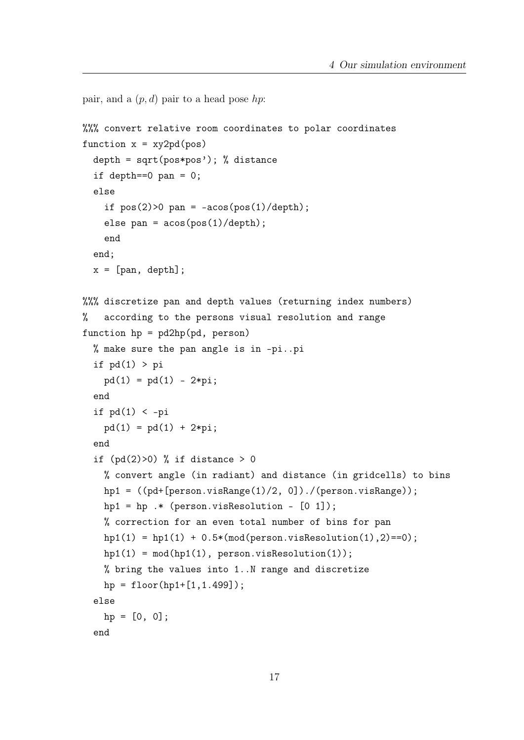pair, and a $(p, d)$ pair to a head pose $hp$:

```
%%% convert relative room coordinates to polar coordinates
function x = xy2pd(pos)
  depth = sqrt(pos*pos'); % distance
  if depth==0 pan = 0;
  else
    if pos(2)>0 pan = -acos(pos(1)/depth);
    else pan = acos(pos(1)/depth);
    end
  end;
  x = [pan, depth];

%%% discretize pan and depth values (returning index numbers)
%   according to the persons visual resolution and range
function hp = pd2hp(pd, person)
  % make sure the pan angle is in -pi..pi
  if pd(1) > pi
    pd(1) = pd(1) - 2*pi;
  end
  if pd(1) < -pi
    pd(1) = pd(1) + 2*pi;
  end
  if (pd(2)>0) % if distance > 0
    % convert angle (in radiant) and distance (in gridcells) to bins
    hp1 = ((pd+[person.visRange(1)/2, 0])./(person.visRange));
    hp1 = hp .* (person.visResolution - [0 1]);
    % correction for an even total number of bins for pan
    hp1(1) = hp1(1) + 0.5*(mod(person.visResolution(1),2)==0);
    hp1(1) = mod(hp1(1), person.visResolution(1));
    % bring the values into 1..N range and discretize
    hp = floor(hp1+[1,1.499]);
  else
    hp = [0, 0];
  end
```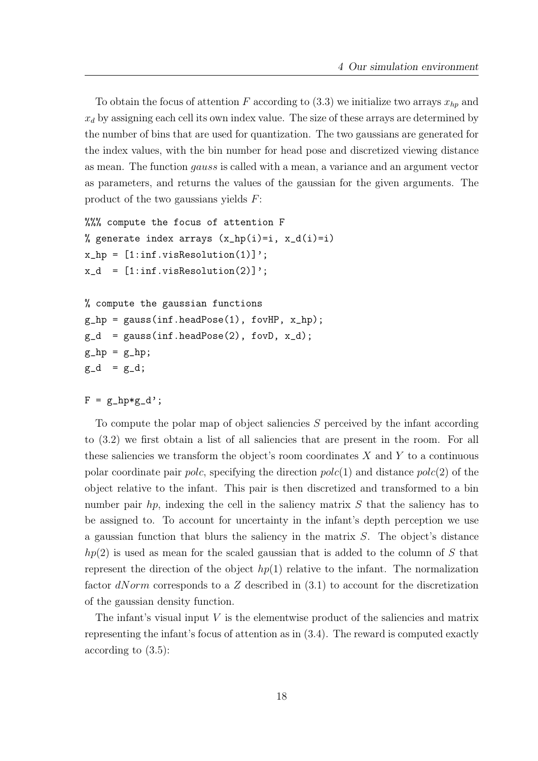To obtain the focus of attention $F$ according to (3.3) we initialize two arrays $x_{hp}$ and $x_d$ by assigning each cell its own index value. The size of these arrays are determined by the number of bins that are used for quantization. The two gaussians are generated for the index values, with the bin number for head pose and discretized viewing distance as mean. The function *gauss* is called with a mean, a variance and an argument vector as parameters, and returns the values of the gaussian for the given arguments. The product of the two gaussians yields $F$:

```
%%% compute the focus of attention F
% generate index arrays (x_hp(i)=i, x_d(i)=i)
x_hp = [1:inf.visResolution(1)]';
x_d  = [1:inf.visResolution(2)]';

% compute the gaussian functions
g_hp = gauss(inf.headPose(1), fovHP, x_hp);
g_d  = gauss(inf.headPose(2), fovD, x_d);
g_hp = g_hp;
g_d  = g_d;

F = g_hp*g_d';
```

To compute the polar map of object saliencies $S$ perceived by the infant according to (3.2) we first obtain a list of all saliencies that are present in the room. For all these saliencies we transform the object's room coordinates $X$ and $Y$ to a continuous polar coordinate pair *polc*, specifying the direction $polc(1)$ and distance $polc(2)$ of the object relative to the infant. This pair is then discretized and transformed to a bin number pair *hp*, indexing the cell in the saliency matrix $S$ that the saliency has to be assigned to. To account for uncertainty in the infant's depth perception we use a gaussian function that blurs the saliency in the matrix $S$. The object's distance $hp(2)$ is used as mean for the scaled gaussian that is added to the column of $S$ that represent the direction of the object $hp(1)$ relative to the infant. The normalization factor *dNorm* corresponds to a $Z$ described in (3.1) to account for the discretization of the gaussian density function.

The infant's visual input $V$ is the elementwise product of the saliencies and matrix representing the infant's focus of attention as in (3.4). The reward is computed exactly according to (3.5):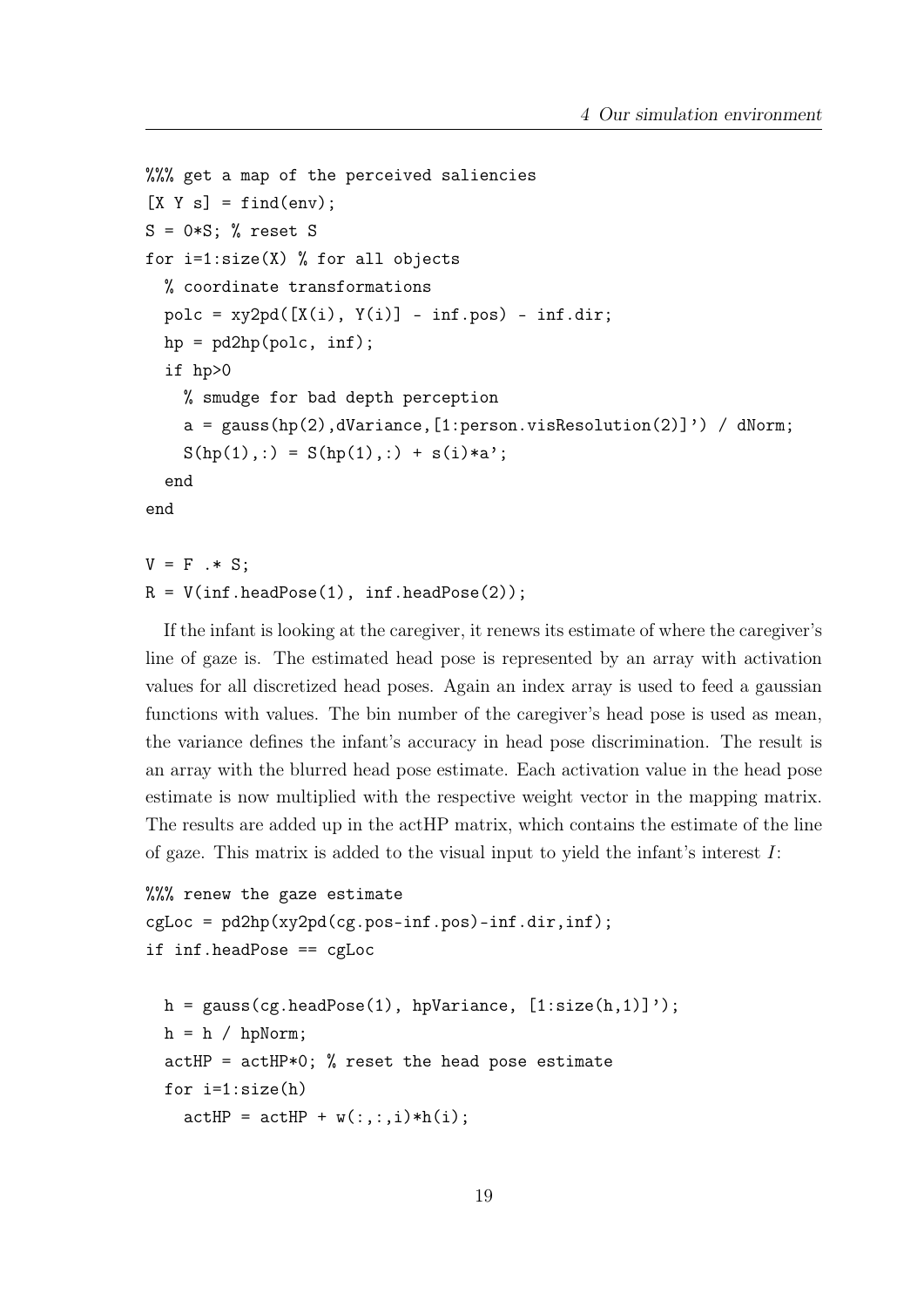```
%%% get a map of the perceived saliencies
[X Y s] = find(env);
S = 0*S; % reset S
for i=1:size(X) % for all objects
  % coordinate transformations
  polc = xy2pd([X(i), Y(i)] - inf.pos) - inf.dir;
  hp = pd2hp(polc, inf);
  if hp>0
    % smudge for bad depth perception
    a = gauss(hp(2),dVariance,[1:person.visResolution(2)]') / dNorm;
    S(hp(1),:) = S(hp(1),:) + s(i)*a';
  end
end

V = F .* S;
R = V(inf.headPose(1), inf.headPose(2));
```

If the infant is looking at the caregiver, it renews its estimate of where the caregiver's line of gaze is. The estimated head pose is represented by an array with activation values for all discretized head poses. Again an index array is used to feed a gaussian functions with values. The bin number of the caregiver's head pose is used as mean, the variance defines the infant's accuracy in head pose discrimination. The result is an array with the blurred head pose estimate. Each activation value in the head pose estimate is now multiplied with the respective weight vector in the mapping matrix. The results are added up in the actHP matrix, which contains the estimate of the line of gaze. This matrix is added to the visual input to yield the infant's interest $I$:

```
%%% renew the gaze estimate
cgLoc = pd2hp(xy2pd(cg.pos-inf.pos)-inf.dir,inf);
if inf.headPose == cgLoc

  h = gauss(cg.headPose(1), hpVariance, [1:size(h,1)]');
  h = h / hpNorm;
  actHP = actHP*0; % reset the head pose estimate
  for i=1:size(h)
    actHP = actHP + w(:,:,i)*h(i);
```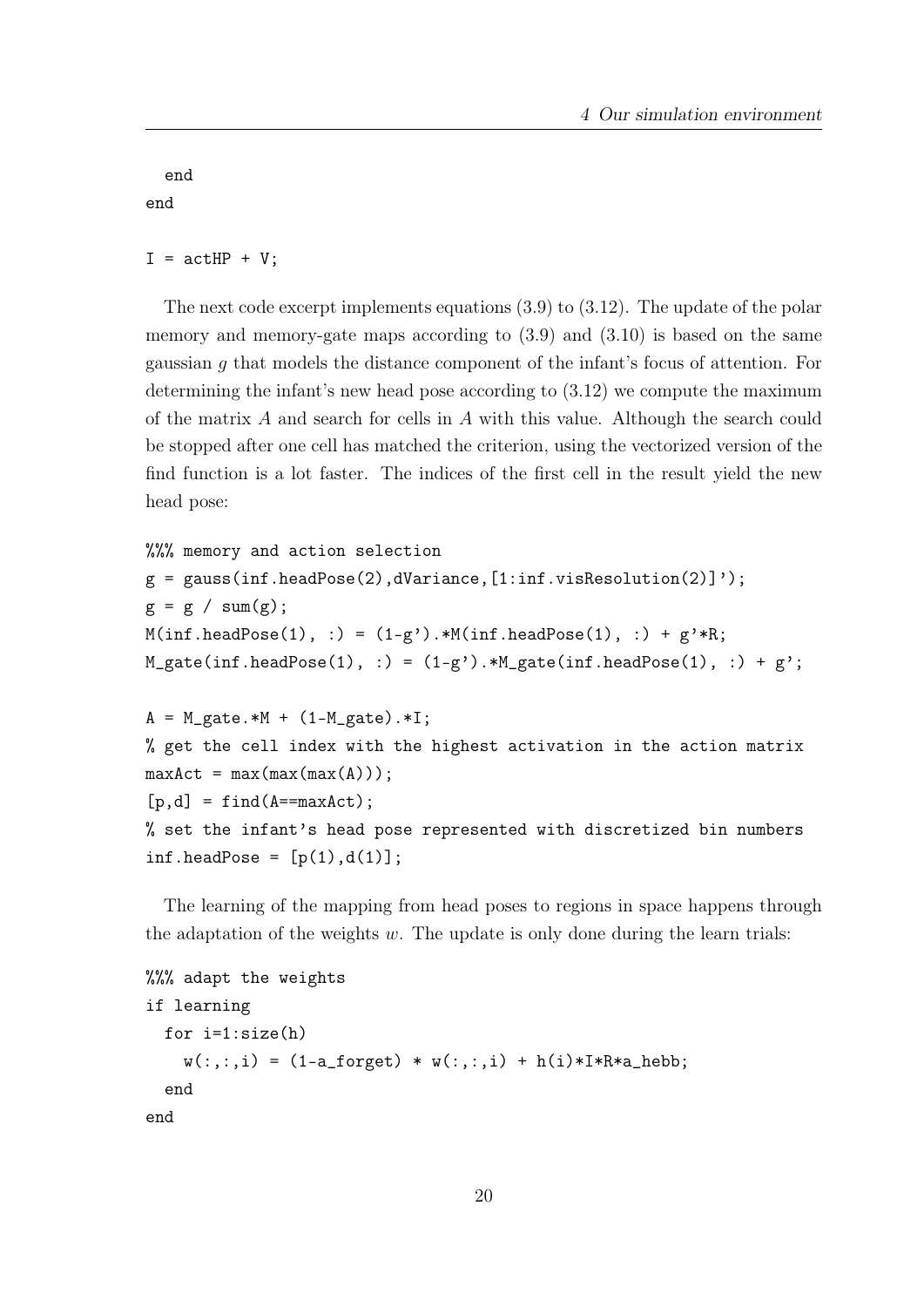```
  end
end

I = actHP + V;
```

The next code excerpt implements equations (3.9) to (3.12). The update of the polar memory and memory-gate maps according to (3.9) and (3.10) is based on the same gaussian $g$ that models the distance component of the infant's focus of attention. For determining the infant's new head pose according to (3.12) we compute the maximum of the matrix $A$ and search for cells in $A$ with this value. Although the search could be stopped after one cell has matched the criterion, using the vectorized version of the find function is a lot faster. The indices of the first cell in the result yield the new head pose:

```
%%% memory and action selection
g = gauss(inf.headPose(2),dVariance,[1:inf.visResolution(2)]');
g = g / sum(g);
M(inf.headPose(1), :) = (1-g').*M(inf.headPose(1), :) + g'*R;
M_gate(inf.headPose(1), :) = (1-g').*M_gate(inf.headPose(1), :) + g';

A = M_gate.*M + (1-M_gate).*I;
% get the cell index with the highest activation in the action matrix
maxAct = max(max(max(A)));
[p,d] = find(A==maxAct);
% set the infant's head pose represented with discretized bin numbers
inf.headPose = [p(1),d(1)];
```

The learning of the mapping from head poses to regions in space happens through the adaptation of the weights $w$. The update is only done during the learn trials:

```
%%% adapt the weights
if learning
  for i=1:size(h)
    w(:,:,i) = (1-a_forget) * w(:,:,i) + h(i)*I*R*a_hebb;
  end
end
```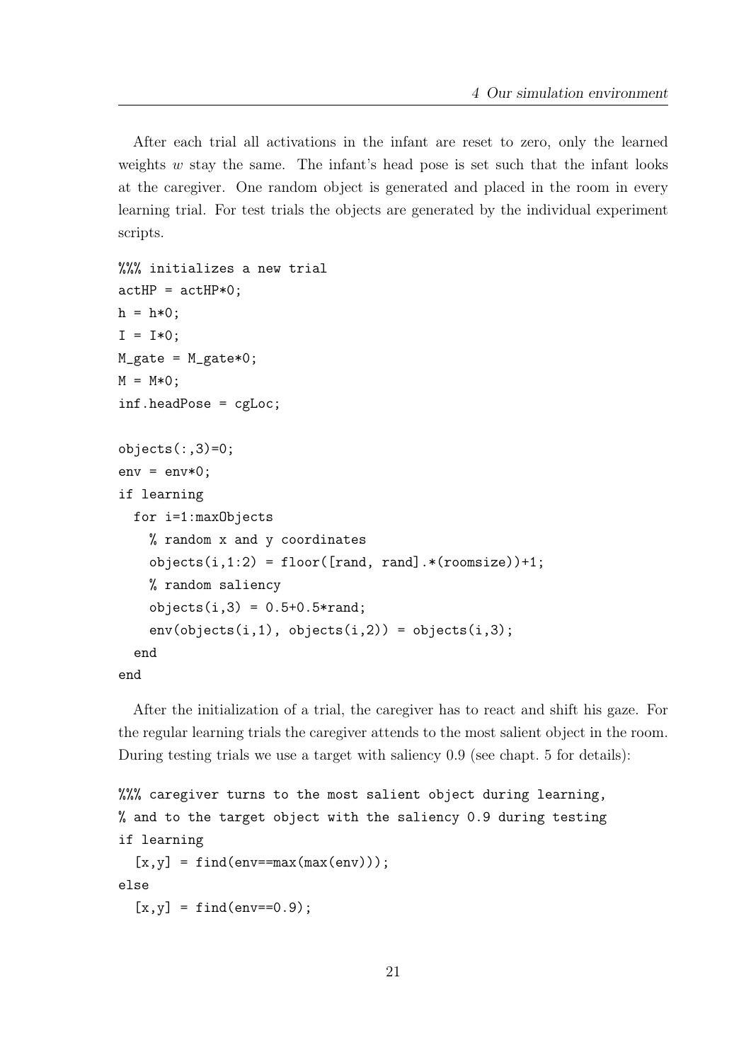After each trial all activations in the infant are reset to zero, only the learned weights $w$ stay the same. The infant's head pose is set such that the infant looks at the caregiver. One random object is generated and placed in the room in every learning trial. For test trials the objects are generated by the individual experiment scripts.

```
%%% initializes a new trial
actHP = actHP*0;
h = h*0;
I = I*0;
M_gate = M_gate*0;
M = M*0;
inf.headPose = cgLoc;

objects(:,3)=0;
env = env*0;
if learning
  for i=1:maxObjects
    % random x and y coordinates
    objects(i,1:2) = floor([rand, rand].*(roomsize))+1;
    % random saliency
    objects(i,3) = 0.5+0.5*rand;
    env(objects(i,1), objects(i,2)) = objects(i,3);
  end
end
```

After the initialization of a trial, the caregiver has to react and shift his gaze. For the regular learning trials the caregiver attends to the most salient object in the room. During testing trials we use a target with saliency 0.9 (see chapt. 5 for details):

```
%%% caregiver turns to the most salient object during learning,
% and to the target object with the saliency 0.9 during testing
if learning
  [x,y] = find(env==max(max(env)));
else
  [x,y] = find(env==0.9);
```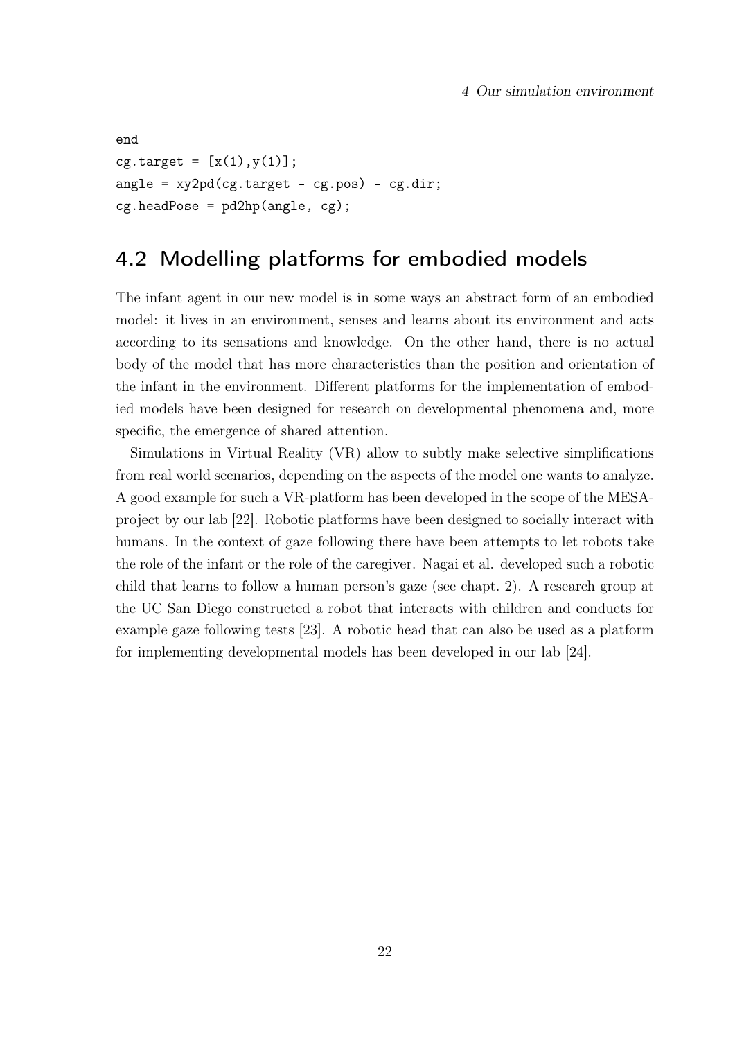```
end
cg.target = [x(1),y(1)];
angle = xy2pd(cg.target - cg.pos) - cg.dir;
cg.headPose = pd2hp(angle, cg);
```

## 4.2 Modelling platforms for embodied models

The infant agent in our new model is in some ways an abstract form of an embodied model: it lives in an environment, senses and learns about its environment and acts according to its sensations and knowledge. On the other hand, there is no actual body of the model that has more characteristics than the position and orientation of the infant in the environment. Different platforms for the implementation of embodied models have been designed for research on developmental phenomena and, more specific, the emergence of shared attention.

Simulations in Virtual Reality (VR) allow to subtly make selective simplifications from real world scenarios, depending on the aspects of the model one wants to analyze. A good example for such a VR-platform has been developed in the scope of the MESA-project by our lab [22]. Robotic platforms have been designed to socially interact with humans. In the context of gaze following there have been attempts to let robots take the role of the infant or the role of the caregiver. Nagai et al. developed such a robotic child that learns to follow a human person's gaze (see chapt. 2). A research group at the UC San Diego constructed a robot that interacts with children and conducts for example gaze following tests [23]. A robotic head that can also be used as a platform for implementing developmental models has been developed in our lab [24].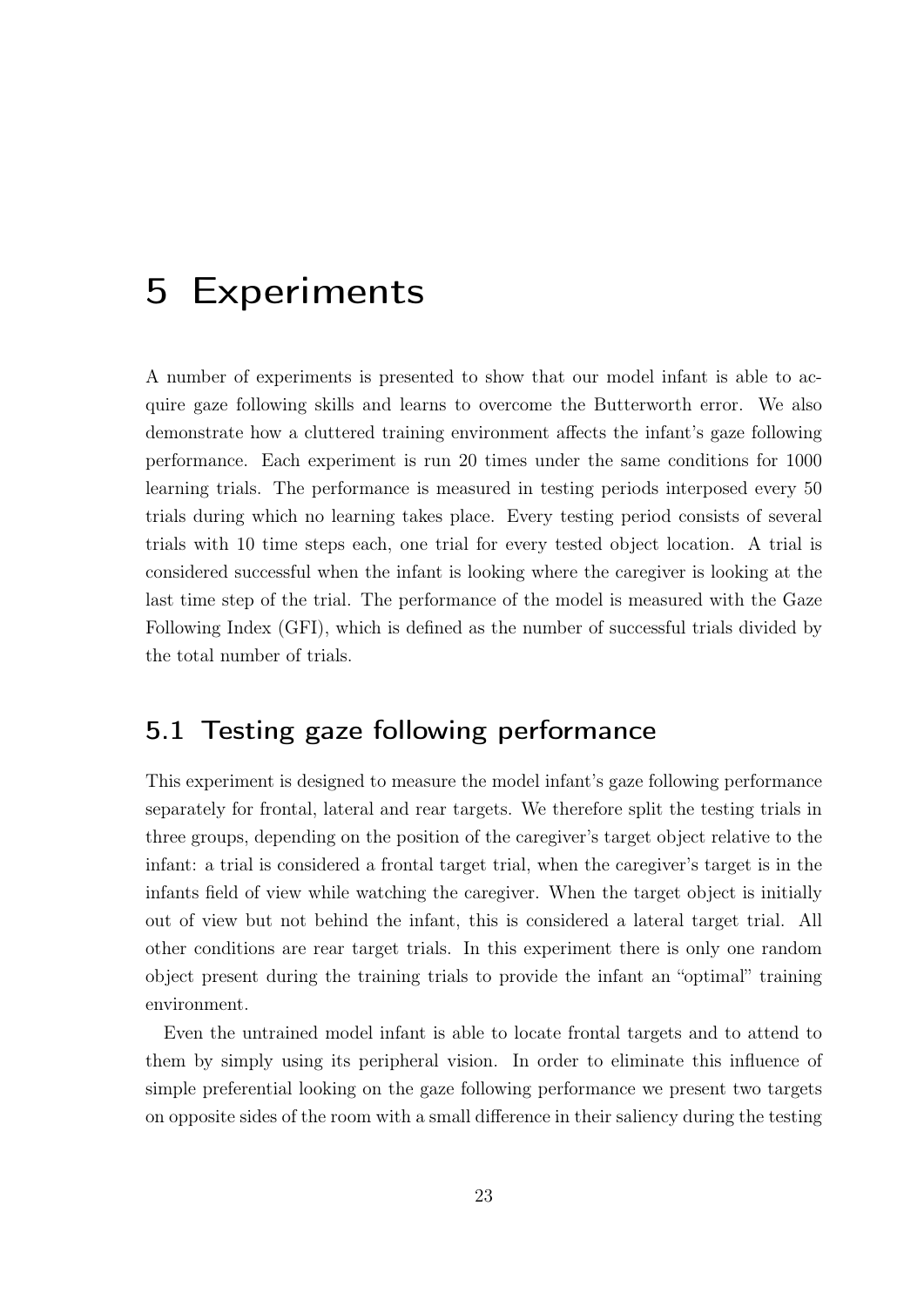# 5 Experiments

A number of experiments is presented to show that our model infant is able to acquire gaze following skills and learns to overcome the Butterworth error. We also demonstrate how a cluttered training environment affects the infant's gaze following performance. Each experiment is run 20 times under the same conditions for 1000 learning trials. The performance is measured in testing periods interposed every 50 trials during which no learning takes place. Every testing period consists of several trials with 10 time steps each, one trial for every tested object location. A trial is considered successful when the infant is looking where the caregiver is looking at the last time step of the trial. The performance of the model is measured with the Gaze Following Index (GFI), which is defined as the number of successful trials divided by the total number of trials.

## 5.1 Testing gaze following performance

This experiment is designed to measure the model infant's gaze following performance separately for frontal, lateral and rear targets. We therefore split the testing trials in three groups, depending on the position of the caregiver's target object relative to the infant: a trial is considered a frontal target trial, when the caregiver's target is in the infants field of view while watching the caregiver. When the target object is initially out of view but not behind the infant, this is considered a lateral target trial. All other conditions are rear target trials. In this experiment there is only one random object present during the training trials to provide the infant an "optimal" training environment.

Even the untrained model infant is able to locate frontal targets and to attend to them by simply using its peripheral vision. In order to eliminate this influence of simple preferential looking on the gaze following performance we present two targets on opposite sides of the room with a small difference in their saliency during the testing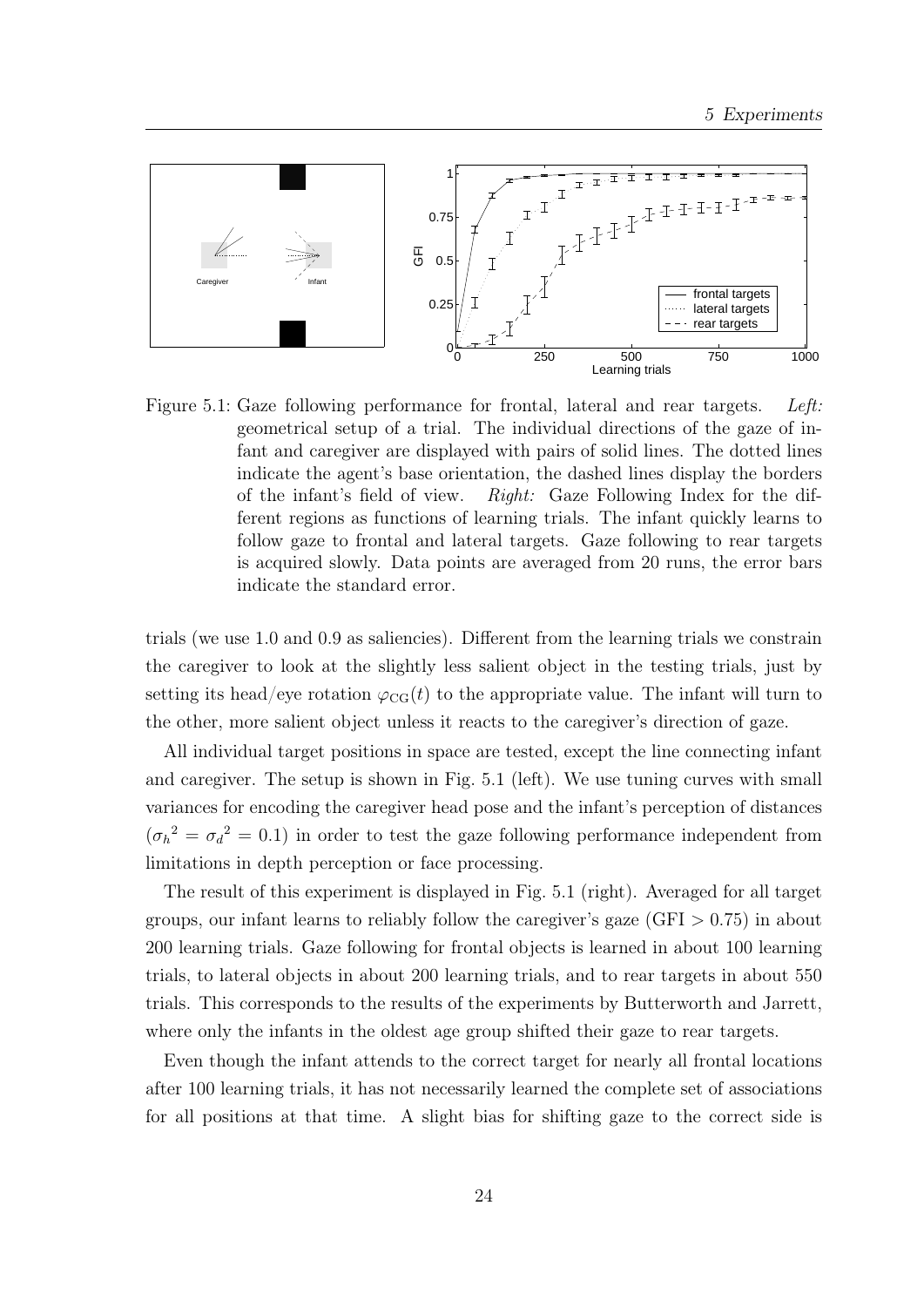Figure 5.1: Gaze following performance for frontal, lateral and rear targets. *Left:* geometrical setup of a trial. The individual directions of the gaze of infant and caregiver are displayed with pairs of solid lines. The dotted lines indicate the agent's base orientation, the dashed lines display the borders of the infant's field of view. *Right:* Gaze Following Index for the different regions as functions of learning trials. The infant quickly learns to follow gaze to frontal and lateral targets. Gaze following to rear targets is acquired slowly. Data points are averaged from 20 runs, the error bars indicate the standard error.

trials (we use 1.0 and 0.9 as saliencies). Different from the learning trials we constrain the caregiver to look at the slightly less salient object in the testing trials, just by setting its head/eye rotation $\varphi_{\mathrm{CG}}(t)$ to the appropriate value. The infant will turn to the other, more salient object unless it reacts to the caregiver's direction of gaze.

All individual target positions in space are tested, except the line connecting infant and caregiver. The setup is shown in Fig. 5.1 (left). We use tuning curves with small variances for encoding the caregiver head pose and the infant's perception of distances (${\sigma_h}^2 = {\sigma_d}^2 = 0.1$) in order to test the gaze following performance independent from limitations in depth perception or face processing.

The result of this experiment is displayed in Fig. 5.1 (right). Averaged for all target groups, our infant learns to reliably follow the caregiver's gaze (GFI $> 0.75$) in about 200 learning trials. Gaze following for frontal objects is learned in about 100 learning trials, to lateral objects in about 200 learning trials, and to rear targets in about 550 trials. This corresponds to the results of the experiments by Butterworth and Jarrett, where only the infants in the oldest age group shifted their gaze to rear targets.

Even though the infant attends to the correct target for nearly all frontal locations after 100 learning trials, it has not necessarily learned the complete set of associations for all positions at that time. A slight bias for shifting gaze to the correct side is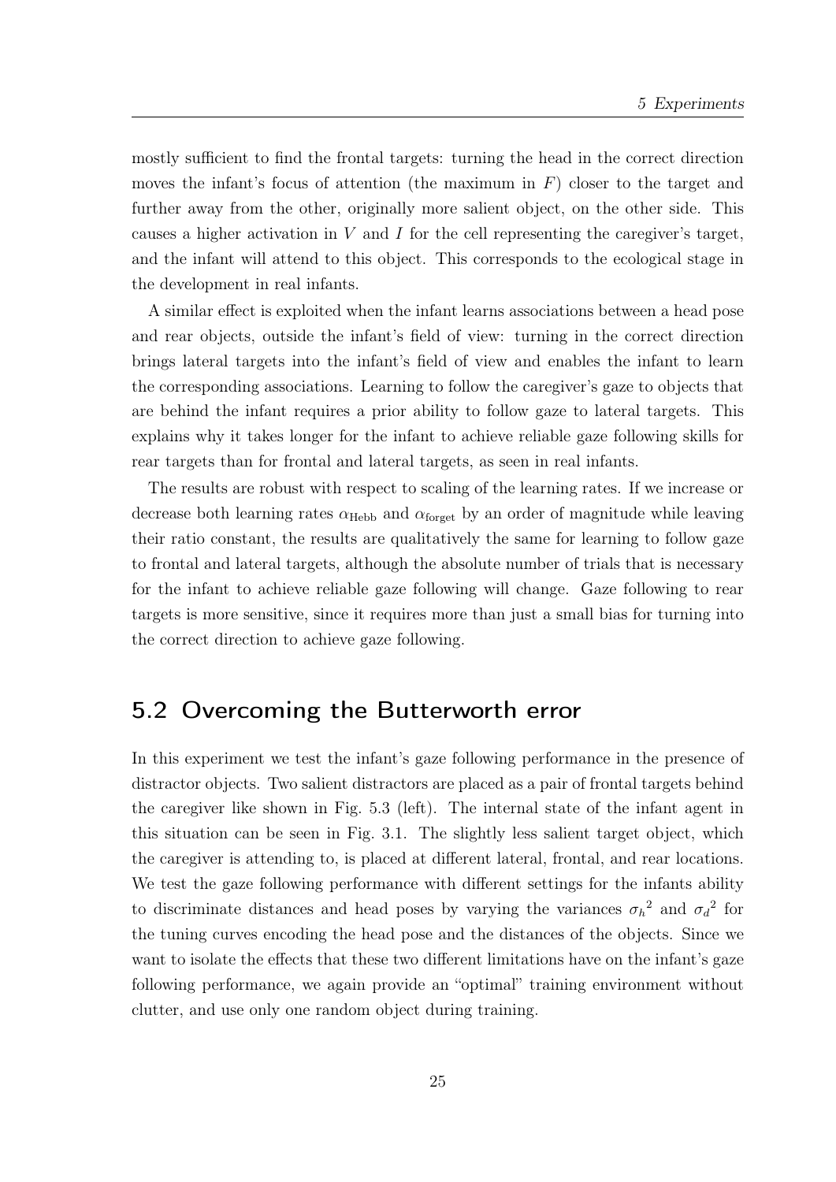mostly sufficient to find the frontal targets: turning the head in the correct direction moves the infant's focus of attention (the maximum in $F$) closer to the target and further away from the other, originally more salient object, on the other side. This causes a higher activation in $V$ and $I$ for the cell representing the caregiver's target, and the infant will attend to this object. This corresponds to the ecological stage in the development in real infants.

A similar effect is exploited when the infant learns associations between a head pose and rear objects, outside the infant's field of view: turning in the correct direction brings lateral targets into the infant's field of view and enables the infant to learn the corresponding associations. Learning to follow the caregiver's gaze to objects that are behind the infant requires a prior ability to follow gaze to lateral targets. This explains why it takes longer for the infant to achieve reliable gaze following skills for rear targets than for frontal and lateral targets, as seen in real infants.

The results are robust with respect to scaling of the learning rates. If we increase or decrease both learning rates $\alpha_{\text{Hebb}}$ and $\alpha_{\text{forget}}$ by an order of magnitude while leaving their ratio constant, the results are qualitatively the same for learning to follow gaze to frontal and lateral targets, although the absolute number of trials that is necessary for the infant to achieve reliable gaze following will change. Gaze following to rear targets is more sensitive, since it requires more than just a small bias for turning into the correct direction to achieve gaze following.

## 5.2 Overcoming the Butterworth error

In this experiment we test the infant's gaze following performance in the presence of distractor objects. Two salient distractors are placed as a pair of frontal targets behind the caregiver like shown in Fig. 5.3 (left). The internal state of the infant agent in this situation can be seen in Fig. 3.1. The slightly less salient target object, which the caregiver is attending to, is placed at different lateral, frontal, and rear locations. We test the gaze following performance with different settings for the infants ability to discriminate distances and head poses by varying the variances ${\sigma_h}^2$ and ${\sigma_d}^2$ for the tuning curves encoding the head pose and the distances of the objects. Since we want to isolate the effects that these two different limitations have on the infant's gaze following performance, we again provide an "optimal" training environment without clutter, and use only one random object during training.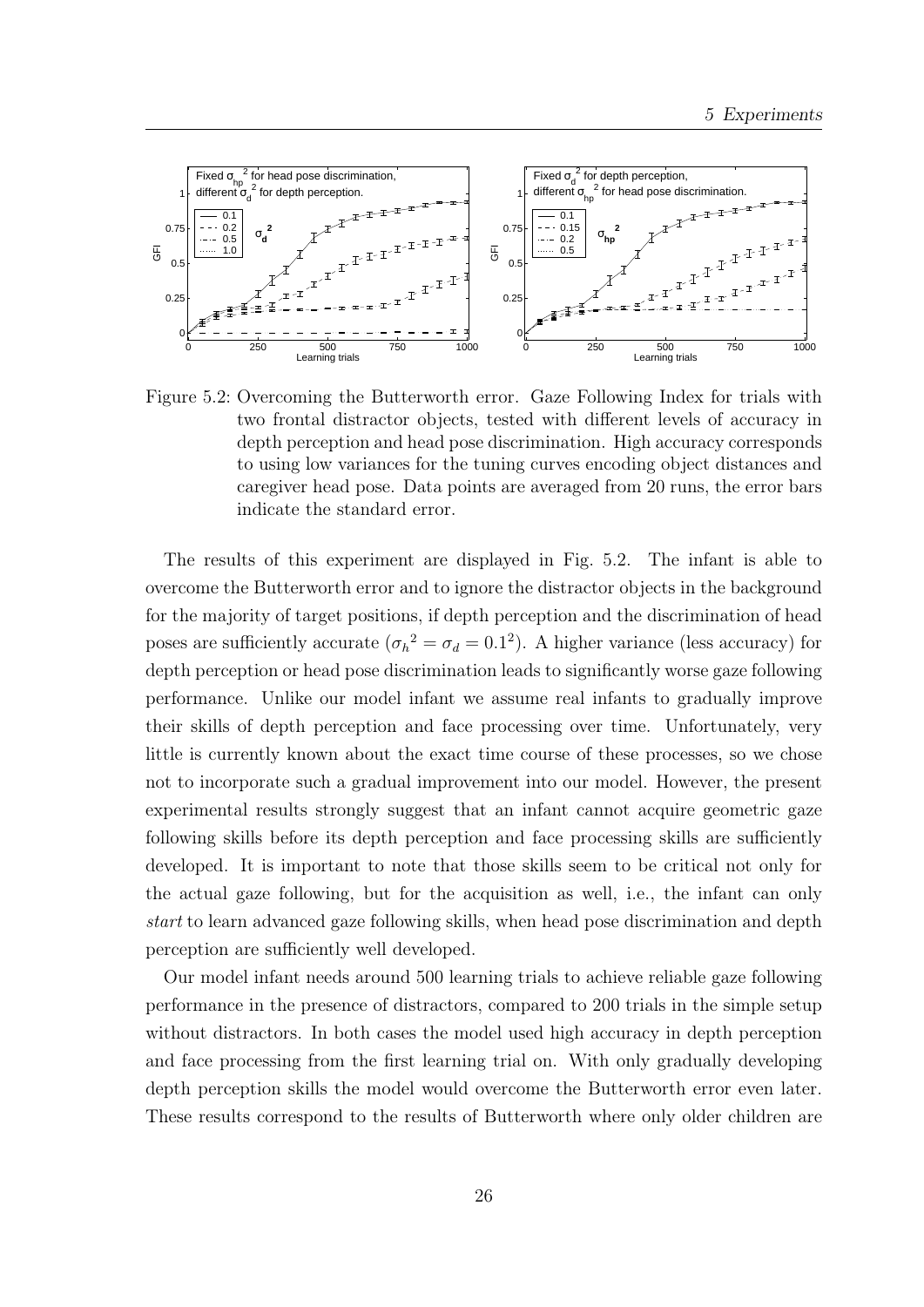Figure 5.2: Overcoming the Butterworth error. Gaze Following Index for trials with two frontal distractor objects, tested with different levels of accuracy in depth perception and head pose discrimination. High accuracy corresponds to using low variances for the tuning curves encoding object distances and caregiver head pose. Data points are averaged from 20 runs, the error bars indicate the standard error.

The results of this experiment are displayed in Fig. 5.2. The infant is able to overcome the Butterworth error and to ignore the distractor objects in the background for the majority of target positions, if depth perception and the discrimination of head poses are sufficiently accurate (${\sigma_h}^2 = \sigma_d = 0.1^2$). A higher variance (less accuracy) for depth perception or head pose discrimination leads to significantly worse gaze following performance. Unlike our model infant we assume real infants to gradually improve their skills of depth perception and face processing over time. Unfortunately, very little is currently known about the exact time course of these processes, so we chose not to incorporate such a gradual improvement into our model. However, the present experimental results strongly suggest that an infant cannot acquire geometric gaze following skills before its depth perception and face processing skills are sufficiently developed. It is important to note that those skills seem to be critical not only for the actual gaze following, but for the acquisition as well, i.e., the infant can only *start* to learn advanced gaze following skills, when head pose discrimination and depth perception are sufficiently well developed.

Our model infant needs around 500 learning trials to achieve reliable gaze following performance in the presence of distractors, compared to 200 trials in the simple setup without distractors. In both cases the model used high accuracy in depth perception and face processing from the first learning trial on. With only gradually developing depth perception skills the model would overcome the Butterworth error even later. These results correspond to the results of Butterworth where only older children are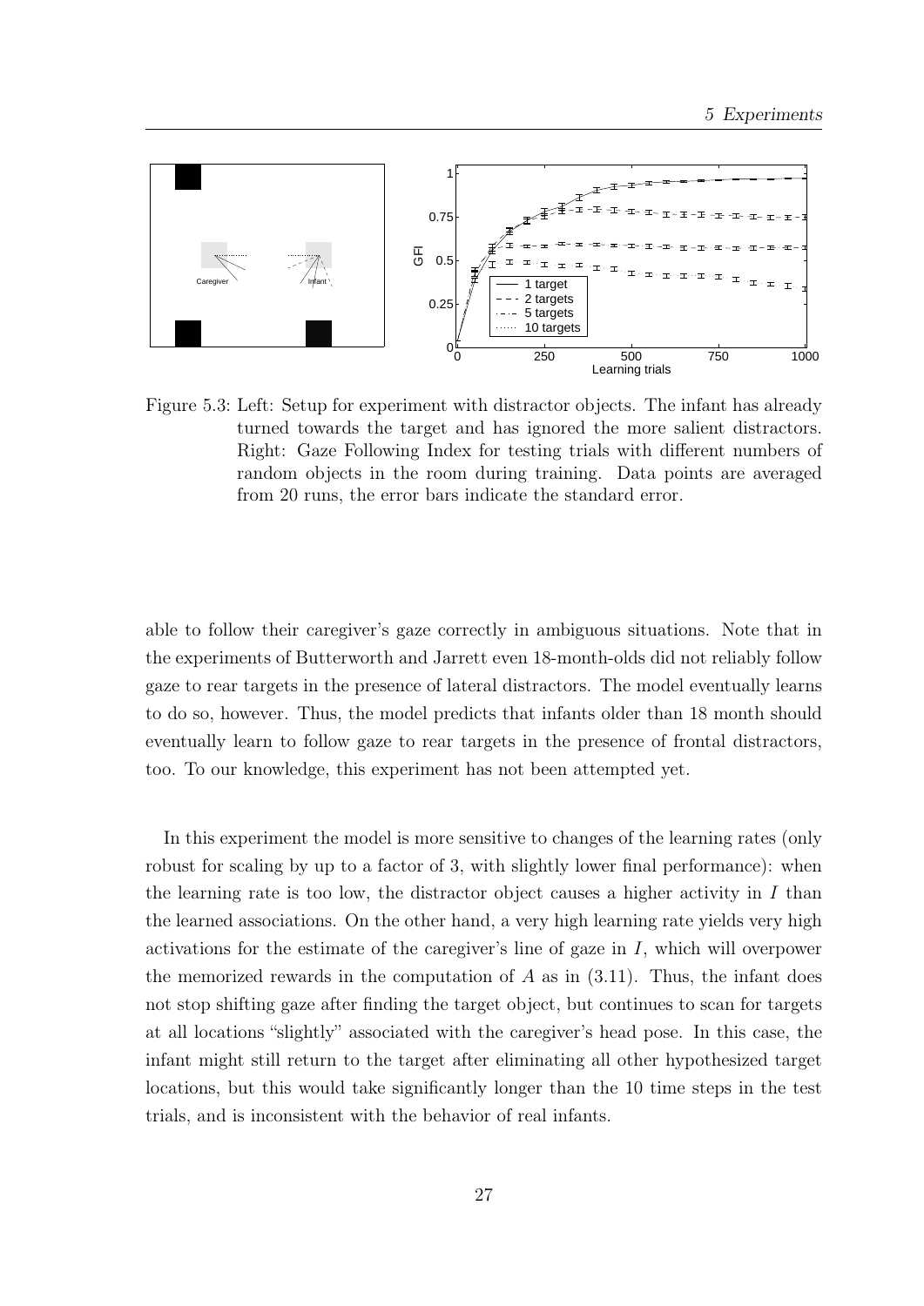Figure 5.3: Left: Setup for experiment with distractor objects. The infant has already turned towards the target and has ignored the more salient distractors. Right: Gaze Following Index for testing trials with different numbers of random objects in the room during training. Data points are averaged from 20 runs, the error bars indicate the standard error.

able to follow their caregiver's gaze correctly in ambiguous situations. Note that in the experiments of Butterworth and Jarrett even 18-month-olds did not reliably follow gaze to rear targets in the presence of lateral distractors. The model eventually learns to do so, however. Thus, the model predicts that infants older than 18 month should eventually learn to follow gaze to rear targets in the presence of frontal distractors, too. To our knowledge, this experiment has not been attempted yet.

In this experiment the model is more sensitive to changes of the learning rates (only robust for scaling by up to a factor of 3, with slightly lower final performance): when the learning rate is too low, the distractor object causes a higher activity in $I$ than the learned associations. On the other hand, a very high learning rate yields very high activations for the estimate of the caregiver's line of gaze in $I$, which will overpower the memorized rewards in the computation of $A$ as in (3.11). Thus, the infant does not stop shifting gaze after finding the target object, but continues to scan for targets at all locations "slightly" associated with the caregiver's head pose. In this case, the infant might still return to the target after eliminating all other hypothesized target locations, but this would take significantly longer than the 10 time steps in the test trials, and is inconsistent with the behavior of real infants.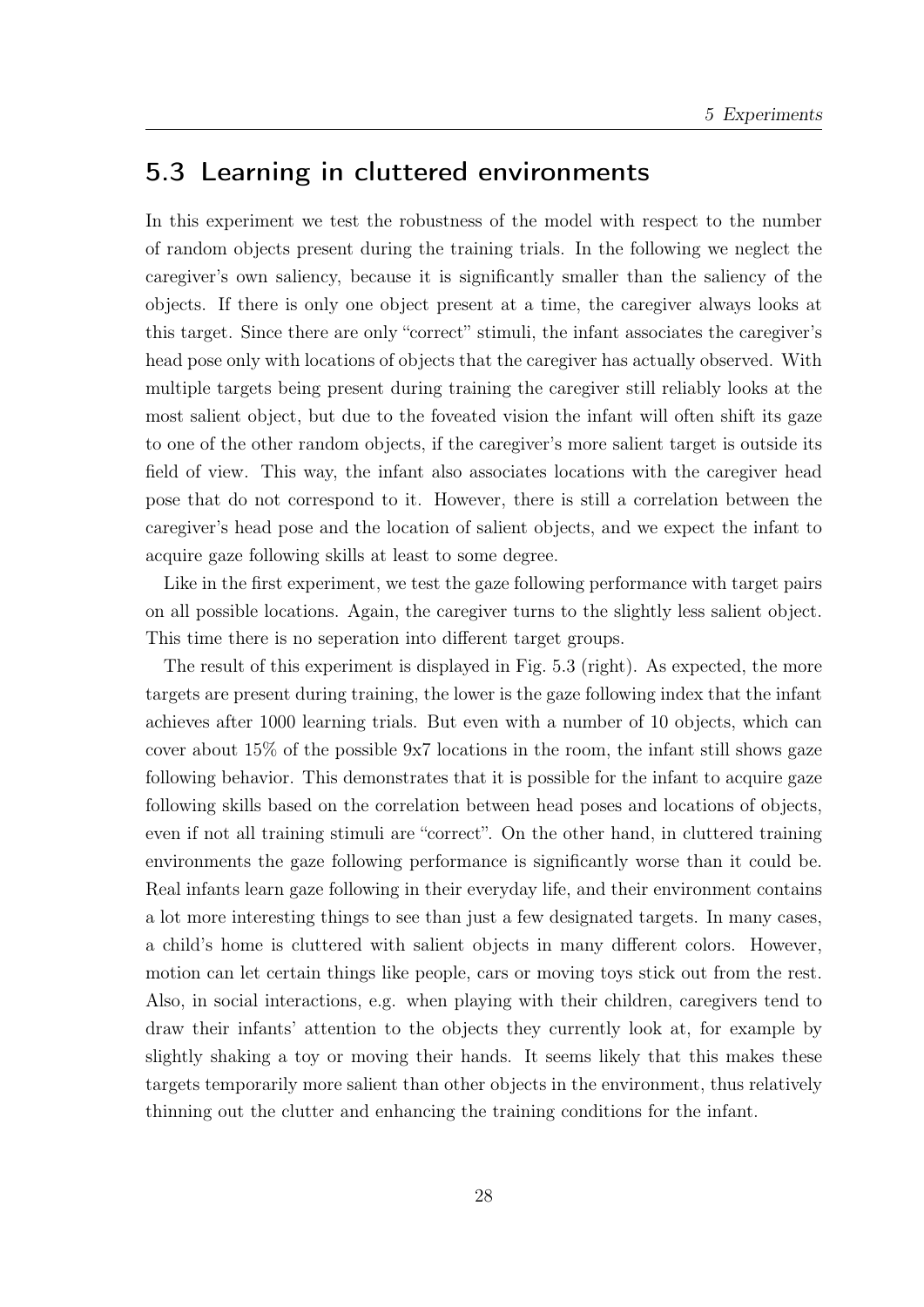## 5.3 Learning in cluttered environments

In this experiment we test the robustness of the model with respect to the number of random objects present during the training trials. In the following we neglect the caregiver's own saliency, because it is significantly smaller than the saliency of the objects. If there is only one object present at a time, the caregiver always looks at this target. Since there are only "correct" stimuli, the infant associates the caregiver's head pose only with locations of objects that the caregiver has actually observed. With multiple targets being present during training the caregiver still reliably looks at the most salient object, but due to the foveated vision the infant will often shift its gaze to one of the other random objects, if the caregiver's more salient target is outside its field of view. This way, the infant also associates locations with the caregiver head pose that do not correspond to it. However, there is still a correlation between the caregiver's head pose and the location of salient objects, and we expect the infant to acquire gaze following skills at least to some degree.

Like in the first experiment, we test the gaze following performance with target pairs on all possible locations. Again, the caregiver turns to the slightly less salient object. This time there is no seperation into different target groups.

The result of this experiment is displayed in Fig. 5.3 (right). As expected, the more targets are present during training, the lower is the gaze following index that the infant achieves after 1000 learning trials. But even with a number of 10 objects, which can cover about 15% of the possible 9x7 locations in the room, the infant still shows gaze following behavior. This demonstrates that it is possible for the infant to acquire gaze following skills based on the correlation between head poses and locations of objects, even if not all training stimuli are "correct". On the other hand, in cluttered training environments the gaze following performance is significantly worse than it could be. Real infants learn gaze following in their everyday life, and their environment contains a lot more interesting things to see than just a few designated targets. In many cases, a child's home is cluttered with salient objects in many different colors. However, motion can let certain things like people, cars or moving toys stick out from the rest. Also, in social interactions, e.g. when playing with their children, caregivers tend to draw their infants' attention to the objects they currently look at, for example by slightly shaking a toy or moving their hands. It seems likely that this makes these targets temporarily more salient than other objects in the environment, thus relatively thinning out the clutter and enhancing the training conditions for the infant.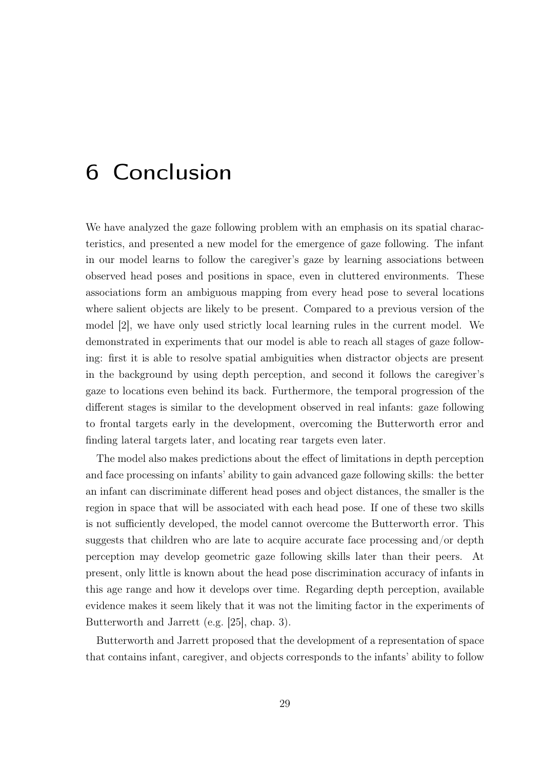# 6 Conclusion

We have analyzed the gaze following problem with an emphasis on its spatial characteristics, and presented a new model for the emergence of gaze following. The infant in our model learns to follow the caregiver's gaze by learning associations between observed head poses and positions in space, even in cluttered environments. These associations form an ambiguous mapping from every head pose to several locations where salient objects are likely to be present. Compared to a previous version of the model [2], we have only used strictly local learning rules in the current model. We demonstrated in experiments that our model is able to reach all stages of gaze following: first it is able to resolve spatial ambiguities when distractor objects are present in the background by using depth perception, and second it follows the caregiver's gaze to locations even behind its back. Furthermore, the temporal progression of the different stages is similar to the development observed in real infants: gaze following to frontal targets early in the development, overcoming the Butterworth error and finding lateral targets later, and locating rear targets even later.

The model also makes predictions about the effect of limitations in depth perception and face processing on infants' ability to gain advanced gaze following skills: the better an infant can discriminate different head poses and object distances, the smaller is the region in space that will be associated with each head pose. If one of these two skills is not sufficiently developed, the model cannot overcome the Butterworth error. This suggests that children who are late to acquire accurate face processing and/or depth perception may develop geometric gaze following skills later than their peers. At present, only little is known about the head pose discrimination accuracy of infants in this age range and how it develops over time. Regarding depth perception, available evidence makes it seem likely that it was not the limiting factor in the experiments of Butterworth and Jarrett (e.g. [25], chap. 3).

Butterworth and Jarrett proposed that the development of a representation of space that contains infant, caregiver, and objects corresponds to the infants' ability to follow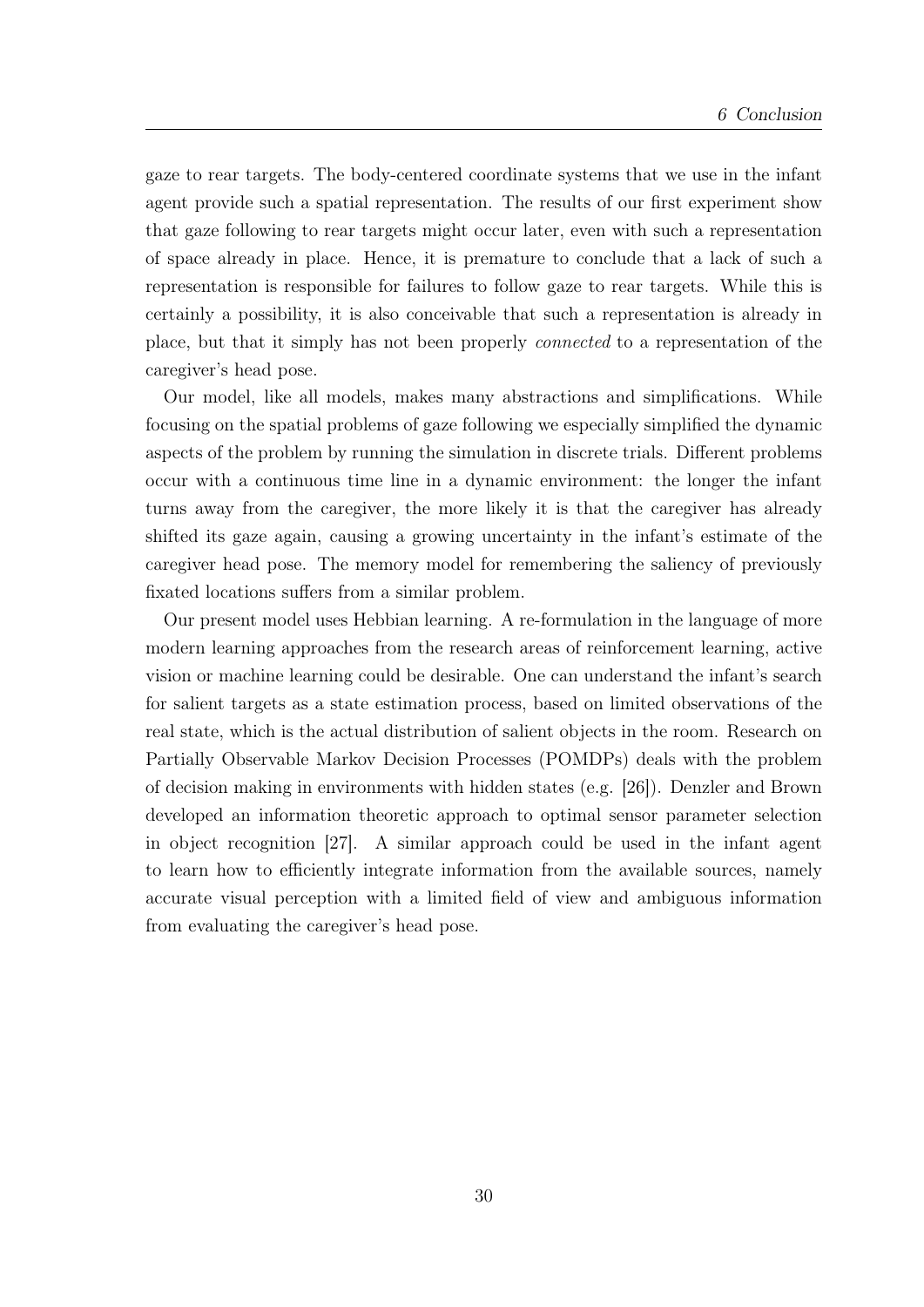gaze to rear targets. The body-centered coordinate systems that we use in the infant agent provide such a spatial representation. The results of our first experiment show that gaze following to rear targets might occur later, even with such a representation of space already in place. Hence, it is premature to conclude that a lack of such a representation is responsible for failures to follow gaze to rear targets. While this is certainly a possibility, it is also conceivable that such a representation is already in place, but that it simply has not been properly *connected* to a representation of the caregiver's head pose.

Our model, like all models, makes many abstractions and simplifications. While focusing on the spatial problems of gaze following we especially simplified the dynamic aspects of the problem by running the simulation in discrete trials. Different problems occur with a continuous time line in a dynamic environment: the longer the infant turns away from the caregiver, the more likely it is that the caregiver has already shifted its gaze again, causing a growing uncertainty in the infant's estimate of the caregiver head pose. The memory model for remembering the saliency of previously fixated locations suffers from a similar problem.

Our present model uses Hebbian learning. A re-formulation in the language of more modern learning approaches from the research areas of reinforcement learning, active vision or machine learning could be desirable. One can understand the infant's search for salient targets as a state estimation process, based on limited observations of the real state, which is the actual distribution of salient objects in the room. Research on Partially Observable Markov Decision Processes (POMDPs) deals with the problem of decision making in environments with hidden states (e.g. [26]). Denzler and Brown developed an information theoretic approach to optimal sensor parameter selection in object recognition [27]. A similar approach could be used in the infant agent to learn how to efficiently integrate information from the available sources, namely accurate visual perception with a limited field of view and ambiguous information from evaluating the caregiver's head pose.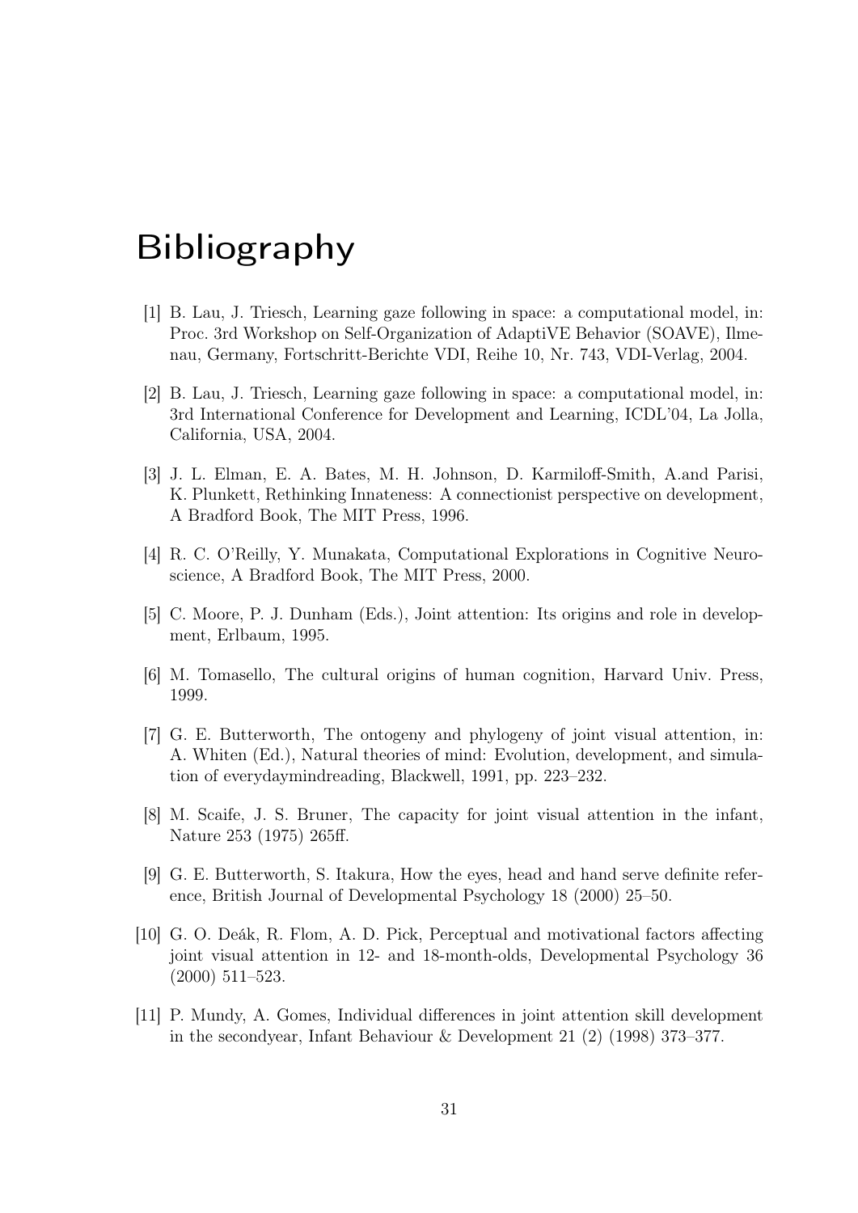# Bibliography

[1] B. Lau, J. Triesch, Learning gaze following in space: a computational model, in: Proc. 3rd Workshop on Self-Organization of AdaptiVE Behavior (SOAVE), Ilmenau, Germany, Fortschritt-Berichte VDI, Reihe 10, Nr. 743, VDI-Verlag, 2004.

[2] B. Lau, J. Triesch, Learning gaze following in space: a computational model, in: 3rd International Conference for Development and Learning, ICDL'04, La Jolla, California, USA, 2004.

[3] J. L. Elman, E. A. Bates, M. H. Johnson, D. Karmiloff-Smith, A.and Parisi, K. Plunkett, Rethinking Innateness: A connectionist perspective on development, A Bradford Book, The MIT Press, 1996.

[4] R. C. O'Reilly, Y. Munakata, Computational Explorations in Cognitive Neuroscience, A Bradford Book, The MIT Press, 2000.

[5] C. Moore, P. J. Dunham (Eds.), Joint attention: Its origins and role in development, Erlbaum, 1995.

[6] M. Tomasello, The cultural origins of human cognition, Harvard Univ. Press, 1999.

[7] G. E. Butterworth, The ontogeny and phylogeny of joint visual attention, in: A. Whiten (Ed.), Natural theories of mind: Evolution, development, and simulation of everydaymindreading, Blackwell, 1991, pp. 223–232.

[8] M. Scaife, J. S. Bruner, The capacity for joint visual attention in the infant, Nature 253 (1975) 265ff.

[9] G. E. Butterworth, S. Itakura, How the eyes, head and hand serve definite reference, British Journal of Developmental Psychology 18 (2000) 25–50.

[10] G. O. Deák, R. Flom, A. D. Pick, Perceptual and motivational factors affecting joint visual attention in 12- and 18-month-olds, Developmental Psychology 36 (2000) 511–523.

[11] P. Mundy, A. Gomes, Individual differences in joint attention skill development in the secondyear, Infant Behaviour & Development 21 (2) (1998) 373–377.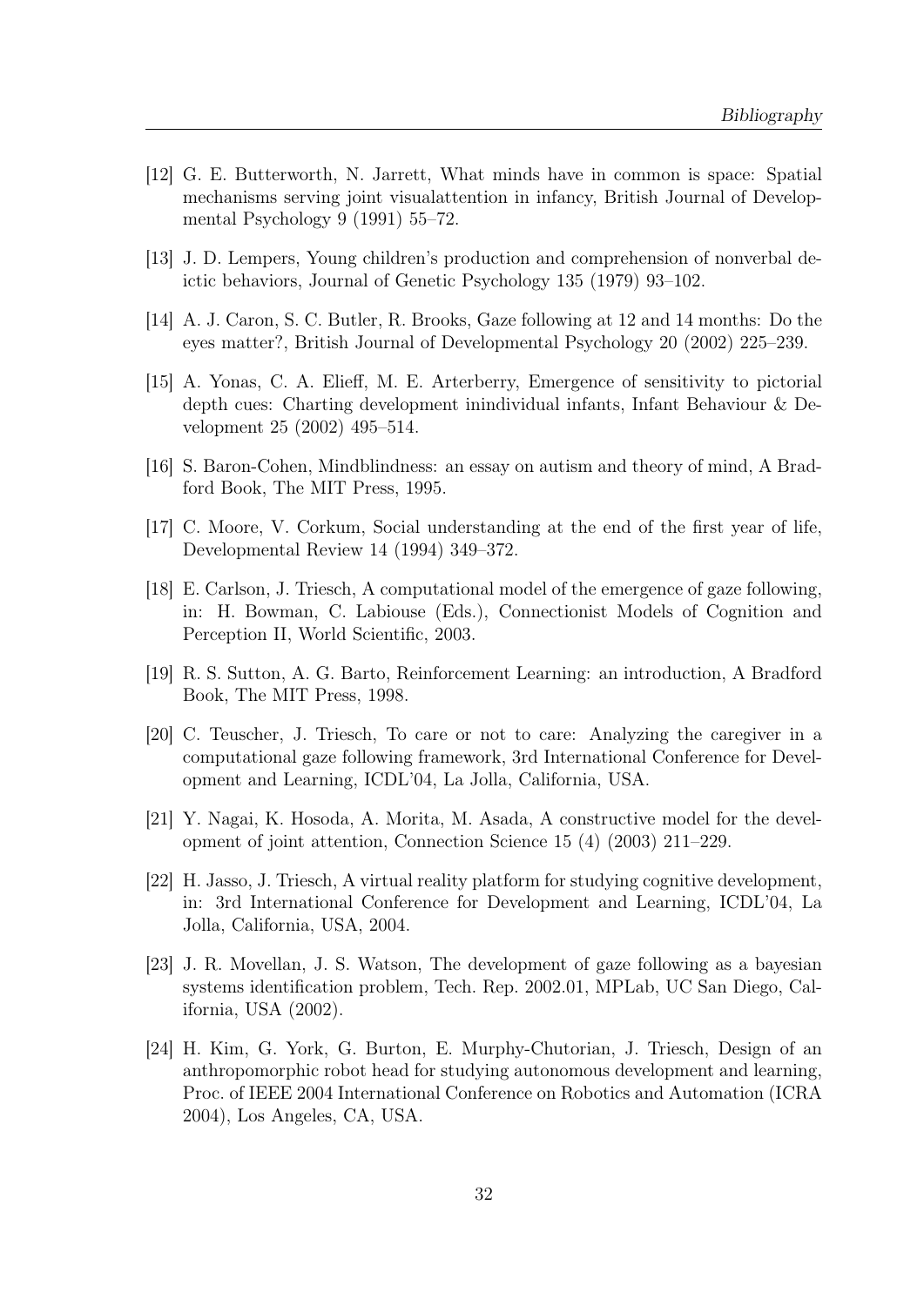[12] G. E. Butterworth, N. Jarrett, What minds have in common is space: Spatial mechanisms serving joint visualattention in infancy, British Journal of Developmental Psychology 9 (1991) 55–72.

[13] J. D. Lempers, Young children's production and comprehension of nonverbal deictic behaviors, Journal of Genetic Psychology 135 (1979) 93–102.

[14] A. J. Caron, S. C. Butler, R. Brooks, Gaze following at 12 and 14 months: Do the eyes matter?, British Journal of Developmental Psychology 20 (2002) 225–239.

[15] A. Yonas, C. A. Elieff, M. E. Arterberry, Emergence of sensitivity to pictorial depth cues: Charting development inindividual infants, Infant Behaviour & Development 25 (2002) 495–514.

[16] S. Baron-Cohen, Mindblindness: an essay on autism and theory of mind, A Bradford Book, The MIT Press, 1995.

[17] C. Moore, V. Corkum, Social understanding at the end of the first year of life, Developmental Review 14 (1994) 349–372.

[18] E. Carlson, J. Triesch, A computational model of the emergence of gaze following, in: H. Bowman, C. Labiouse (Eds.), Connectionist Models of Cognition and Perception II, World Scientific, 2003.

[19] R. S. Sutton, A. G. Barto, Reinforcement Learning: an introduction, A Bradford Book, The MIT Press, 1998.

[20] C. Teuscher, J. Triesch, To care or not to care: Analyzing the caregiver in a computational gaze following framework, 3rd International Conference for Development and Learning, ICDL'04, La Jolla, California, USA.

[21] Y. Nagai, K. Hosoda, A. Morita, M. Asada, A constructive model for the development of joint attention, Connection Science 15 (4) (2003) 211–229.

[22] H. Jasso, J. Triesch, A virtual reality platform for studying cognitive development, in: 3rd International Conference for Development and Learning, ICDL'04, La Jolla, California, USA, 2004.

[23] J. R. Movellan, J. S. Watson, The development of gaze following as a bayesian systems identification problem, Tech. Rep. 2002.01, MPLab, UC San Diego, California, USA (2002).

[24] H. Kim, G. York, G. Burton, E. Murphy-Chutorian, J. Triesch, Design of an anthropomorphic robot head for studying autonomous development and learning, Proc. of IEEE 2004 International Conference on Robotics and Automation (ICRA 2004), Los Angeles, CA, USA.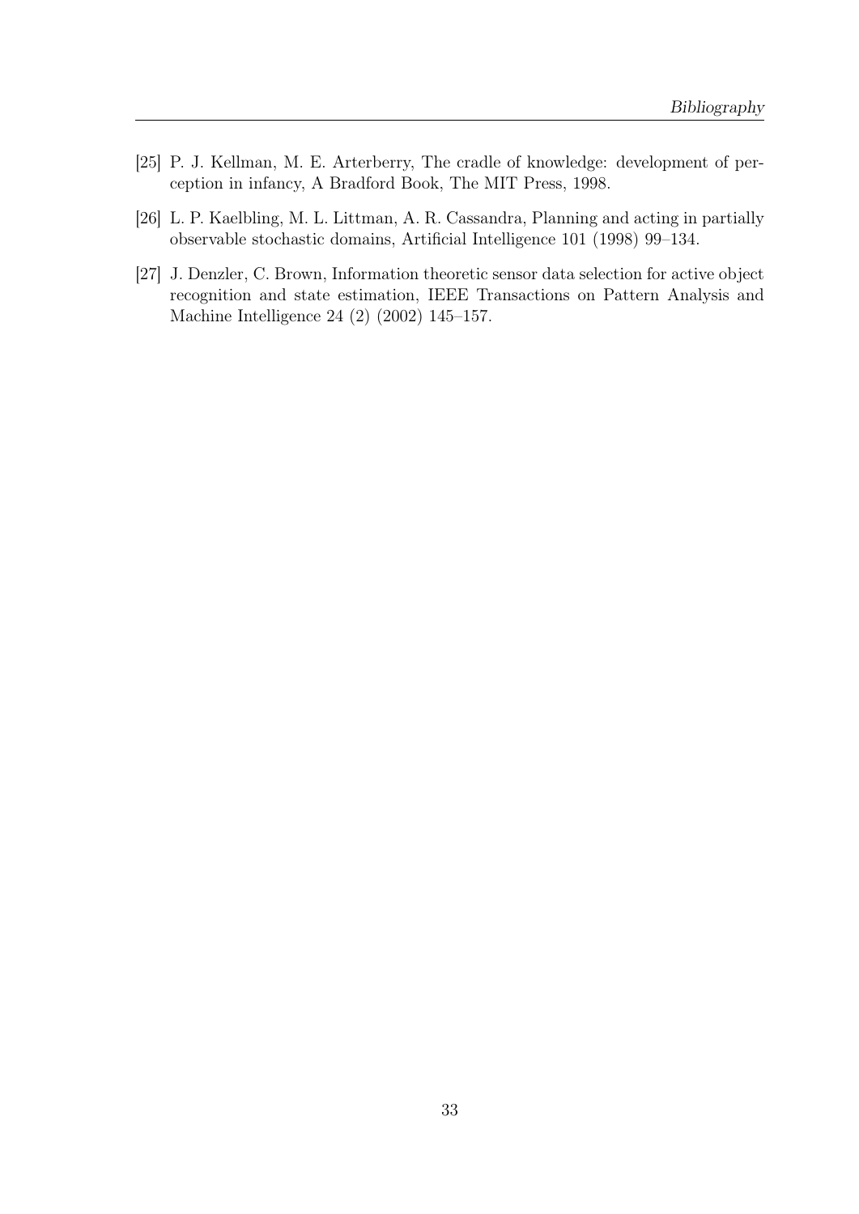[25] P. J. Kellman, M. E. Arterberry, The cradle of knowledge: development of perception in infancy, A Bradford Book, The MIT Press, 1998.

[26] L. P. Kaelbling, M. L. Littman, A. R. Cassandra, Planning and acting in partially observable stochastic domains, Artificial Intelligence 101 (1998) 99–134.

[27] J. Denzler, C. Brown, Information theoretic sensor data selection for active object recognition and state estimation, IEEE Transactions on Pattern Analysis and Machine Intelligence 24 (2) (2002) 145–157.